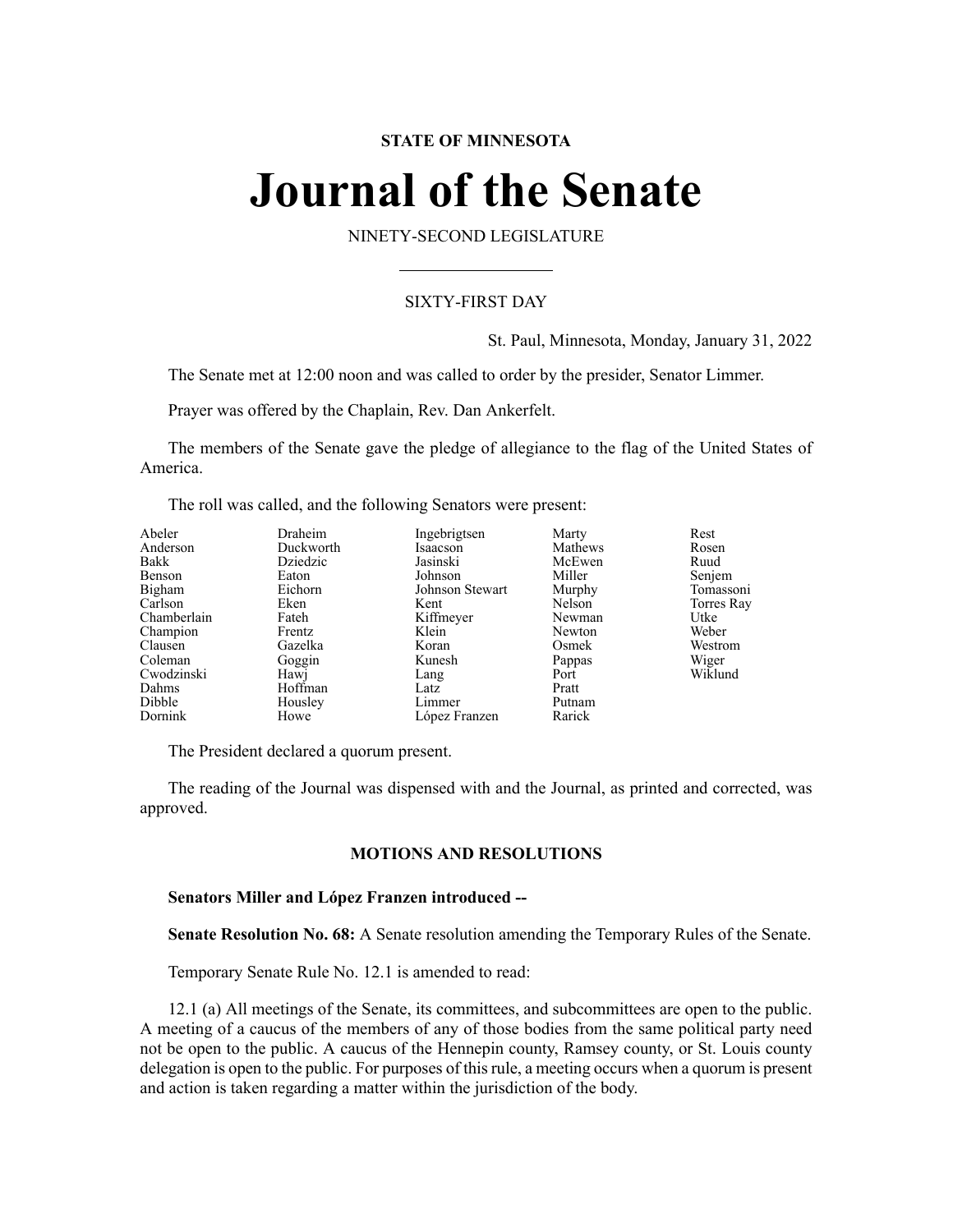**STATE OF MINNESOTA**

# Journal of the Senate

NINETY-SECOND LEGISLATURE

SIXTY-FIRST DAY

St. Paul, Minnesota, Monday, January 31, 2022

The Senate met at 12:00 noon and was called to order by the presider, Senator Limmer.

Prayer was offered by the Chaplain, Rev. Dan Ankerfelt.

The members of the Senate gave the pledge of allegiance to the flag of the United States of America.

The roll was called, and the following Senators were present:

| | | | | |
|---|---|---|---|---|
| Abeler | Draheim | Ingebrigtsen | Marty | Rest |
| Anderson | Duckworth | Isaacson | Mathews | Rosen |
| Bakk | Dziedzic | Jasinski | McEwen | Ruud |
| Benson | Eaton | Johnson | Miller | Senjem |
| Bigham | Eichorn | Johnson Stewart | Murphy | Tomassoni |
| Carlson | Eken | Kent | Nelson | Torres Ray |
| Chamberlain | Fateh | Kiffmeyer | Newman | Utke |
| Champion | Frentz | Klein | Newton | Weber |
| Clausen | Gazelka | Koran | Osmek | Westrom |
| Coleman | Goggin | Kunesh | Pappas | Wiger |
| Cwodzinski | Hawj | Lang | Port | Wiklund |
| Dahms | Hoffman | Latz | Pratt | |
| Dibble | Housley | Limmer | Putnam | |
| Dornink | Howe | López Franzen | Rarick | |

The President declared a quorum present.

The reading of the Journal was dispensed with and the Journal, as printed and corrected, was approved.

## MOTIONS AND RESOLUTIONS

**Senators Miller and López Franzen introduced --**

**Senate Resolution No. 68:** A Senate resolution amending the Temporary Rules of the Senate.

Temporary Senate Rule No. 12.1 is amended to read:

12.1 (a) All meetings of the Senate, its committees, and subcommittees are open to the public. A meeting of a caucus of the members of any of those bodies from the same political party need not be open to the public. A caucus of the Hennepin county, Ramsey county, or St. Louis county delegation is open to the public. For purposes of this rule, a meeting occurs when a quorum is present and action is taken regarding a matter within the jurisdiction of the body.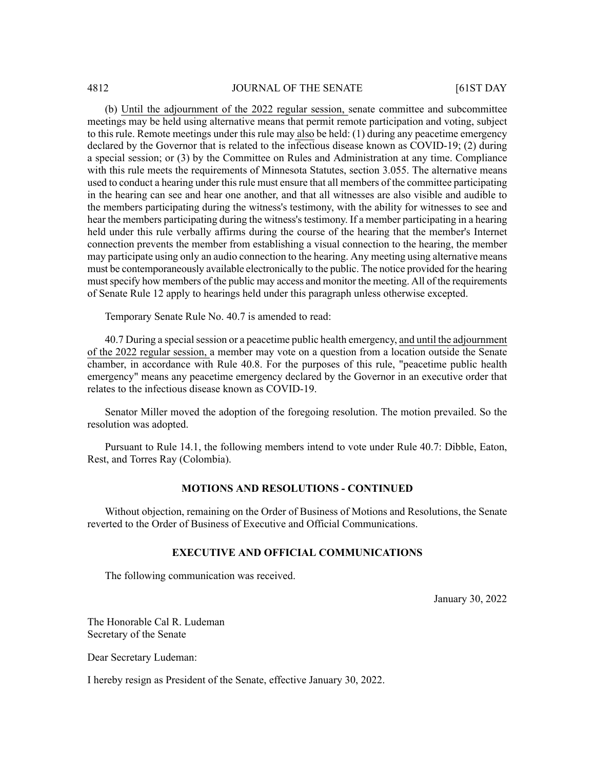(b) Until the adjournment of the 2022 regular session, senate committee and subcommittee meetings may be held using alternative means that permit remote participation and voting, subject to this rule. Remote meetings under this rule may also be held: (1) during any peacetime emergency declared by the Governor that is related to the infectious disease known as COVID-19; (2) during a special session; or (3) by the Committee on Rules and Administration at any time. Compliance with this rule meets the requirements of Minnesota Statutes, section 3.055. The alternative means used to conduct a hearing under this rule must ensure that all members of the committee participating in the hearing can see and hear one another, and that all witnesses are also visible and audible to the members participating during the witness's testimony, with the ability for witnesses to see and hear the members participating during the witness's testimony. If a member participating in a hearing held under this rule verbally affirms during the course of the hearing that the member's Internet connection prevents the member from establishing a visual connection to the hearing, the member may participate using only an audio connection to the hearing. Any meeting using alternative means must be contemporaneously available electronically to the public. The notice provided for the hearing must specify how members of the public may access and monitor the meeting. All of the requirements of Senate Rule 12 apply to hearings held under this paragraph unless otherwise excepted.

Temporary Senate Rule No. 40.7 is amended to read:

40.7 During a special session or a peacetime public health emergency, and until the adjournment of the 2022 regular session, a member may vote on a question from a location outside the Senate chamber, in accordance with Rule 40.8. For the purposes of this rule, "peacetime public health emergency" means any peacetime emergency declared by the Governor in an executive order that relates to the infectious disease known as COVID-19.

Senator Miller moved the adoption of the foregoing resolution. The motion prevailed. So the resolution was adopted.

Pursuant to Rule 14.1, the following members intend to vote under Rule 40.7: Dibble, Eaton, Rest, and Torres Ray (Colombia).

## MOTIONS AND RESOLUTIONS - CONTINUED

Without objection, remaining on the Order of Business of Motions and Resolutions, the Senate reverted to the Order of Business of Executive and Official Communications.

## EXECUTIVE AND OFFICIAL COMMUNICATIONS

The following communication was received.

January 30, 2022

The Honorable Cal R. Ludeman
Secretary of the Senate

Dear Secretary Ludeman:

I hereby resign as President of the Senate, effective January 30, 2022.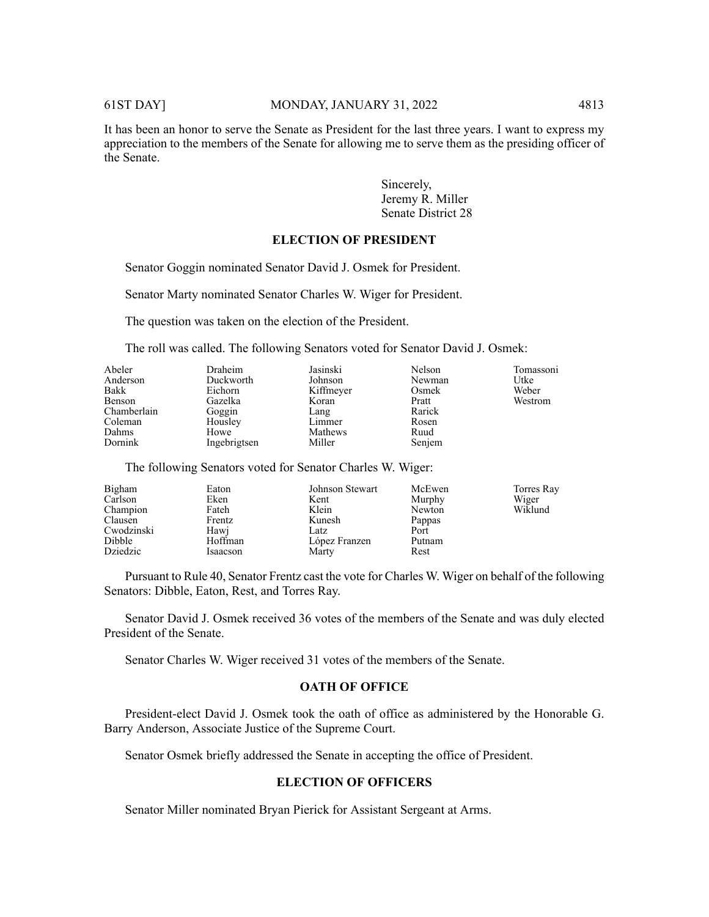It has been an honor to serve the Senate as President for the last three years. I want to express my appreciation to the members of the Senate for allowing me to serve them as the presiding officer of the Senate.

Sincerely,
Jeremy R. Miller
Senate District 28

## ELECTION OF PRESIDENT

Senator Goggin nominated Senator David J. Osmek for President.

Senator Marty nominated Senator Charles W. Wiger for President.

The question was taken on the election of the President.

The roll was called. The following Senators voted for Senator David J. Osmek:

| | | | | |
|---|---|---|---|---|
| Abeler | Draheim | Jasinski | Nelson | Tomassoni |
| Anderson | Duckworth | Johnson | Newman | Utke |
| Bakk | Eichorn | Kiffmeyer | Osmek | Weber |
| Benson | Gazelka | Koran | Pratt | Westrom |
| Chamberlain | Goggin | Lang | Rarick | |
| Coleman | Housley | Limmer | Rosen | |
| Dahms | Howe | Mathews | Ruud | |
| Dornink | Ingebrigtsen | Miller | Senjem | |

The following Senators voted for Senator Charles W. Wiger:

| | | | | |
|---|---|---|---|---|
| Bigham | Eaton | Johnson Stewart | McEwen | Torres Ray |
| Carlson | Eken | Kent | Murphy | Wiger |
| Champion | Fateh | Klein | Newton | Wiklund |
| Clausen | Frentz | Kunesh | Pappas | |
| Cwodzinski | Hawj | Latz | Port | |
| Dibble | Hoffman | López Franzen | Putnam | |
| Dziedzic | Isaacson | Marty | Rest | |

Pursuant to Rule 40, Senator Frentz cast the vote for Charles W. Wiger on behalf of the following Senators: Dibble, Eaton, Rest, and Torres Ray.

Senator David J. Osmek received 36 votes of the members of the Senate and was duly elected President of the Senate.

Senator Charles W. Wiger received 31 votes of the members of the Senate.

## OATH OF OFFICE

President-elect David J. Osmek took the oath of office as administered by the Honorable G. Barry Anderson, Associate Justice of the Supreme Court.

Senator Osmek briefly addressed the Senate in accepting the office of President.

## ELECTION OF OFFICERS

Senator Miller nominated Bryan Pierick for Assistant Sergeant at Arms.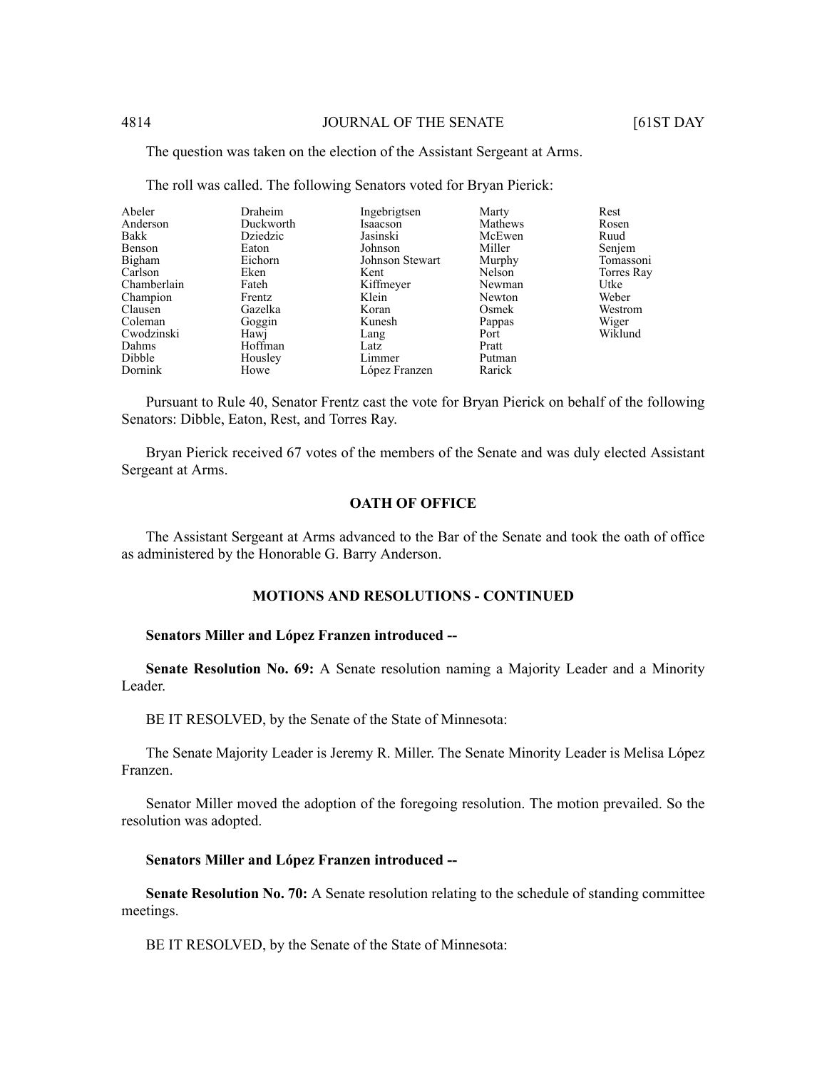The question was taken on the election of the Assistant Sergeant at Arms.

The roll was called. The following Senators voted for Bryan Pierick:

| | | | | |
|---|---|---|---|---|
| Abeler | Draheim | Ingebrigtsen | Marty | Rest |
| Anderson | Duckworth | Isaacson | Mathews | Rosen |
| Bakk | Dziedzic | Jasinski | McEwen | Ruud |
| Benson | Eaton | Johnson | Miller | Senjem |
| Bigham | Eichorn | Johnson Stewart | Murphy | Tomassoni |
| Carlson | Eken | Kent | Nelson | Torres Ray |
| Chamberlain | Fateh | Kiffmeyer | Newman | Utke |
| Champion | Frentz | Klein | Newton | Weber |
| Clausen | Gazelka | Koran | Osmek | Westrom |
| Coleman | Goggin | Kunesh | Pappas | Wiger |
| Cwodzinski | Hawj | Lang | Port | Wiklund |
| Dahms | Hoffman | Latz | Pratt | |
| Dibble | Housley | Limmer | Putman | |
| Dornink | Howe | López Franzen | Rarick | |

Pursuant to Rule 40, Senator Frentz cast the vote for Bryan Pierick on behalf of the following Senators: Dibble, Eaton, Rest, and Torres Ray.

Bryan Pierick received 67 votes of the members of the Senate and was duly elected Assistant Sergeant at Arms.

## OATH OF OFFICE

The Assistant Sergeant at Arms advanced to the Bar of the Senate and took the oath of office as administered by the Honorable G. Barry Anderson.

## MOTIONS AND RESOLUTIONS - CONTINUED

**Senators Miller and López Franzen introduced --**

**Senate Resolution No. 69:** A Senate resolution naming a Majority Leader and a Minority Leader.

BE IT RESOLVED, by the Senate of the State of Minnesota:

The Senate Majority Leader is Jeremy R. Miller. The Senate Minority Leader is Melisa López Franzen.

Senator Miller moved the adoption of the foregoing resolution. The motion prevailed. So the resolution was adopted.

**Senators Miller and López Franzen introduced --**

**Senate Resolution No. 70:** A Senate resolution relating to the schedule of standing committee meetings.

BE IT RESOLVED, by the Senate of the State of Minnesota: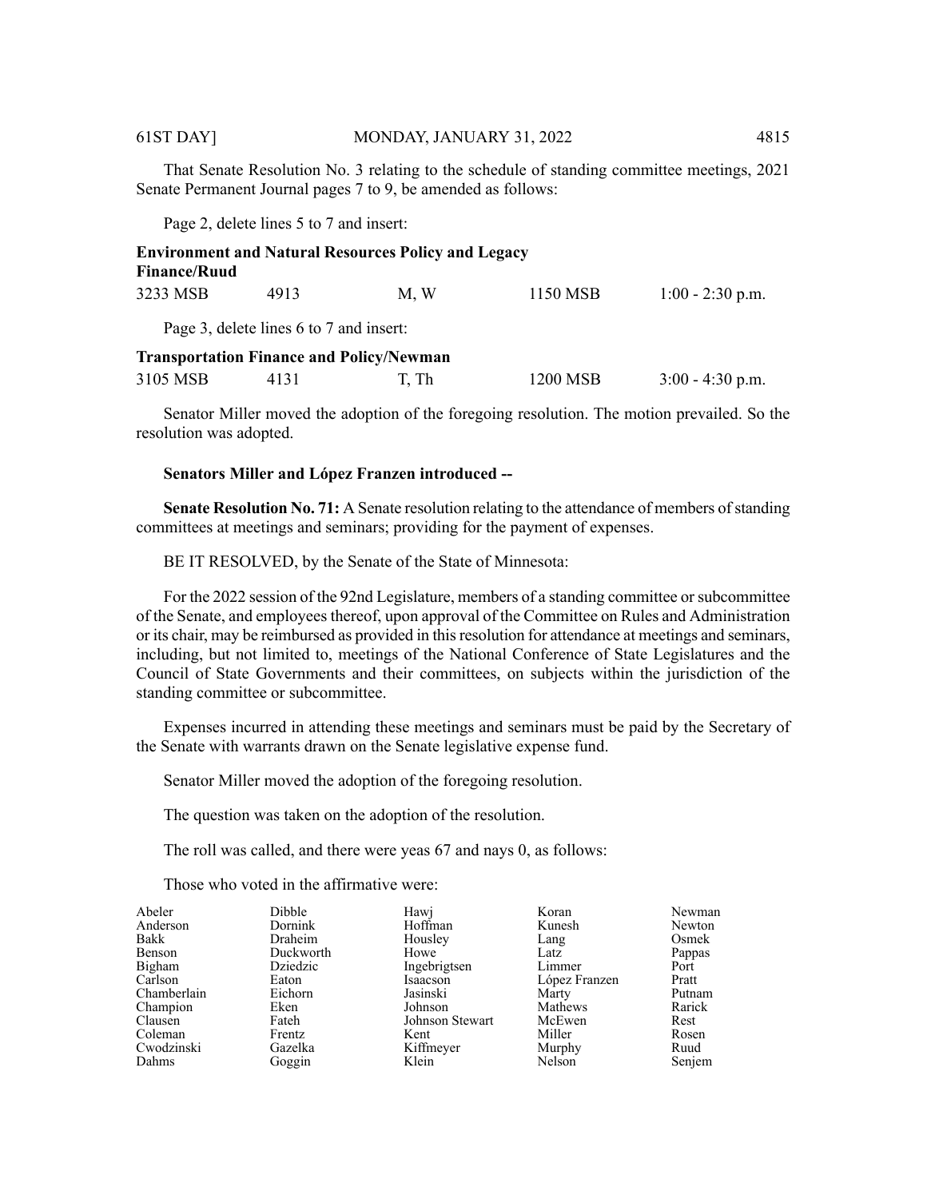That Senate Resolution No. 3 relating to the schedule of standing committee meetings, 2021 Senate Permanent Journal pages 7 to 9, be amended as follows:

Page 2, delete lines 5 to 7 and insert:

**Environment and Natural Resources Policy and Legacy Finance/Ruud**

| | | | | |
|---|---|---|---|---|
| 3233 MSB | 4913 | M, W | 1150 MSB | 1:00 - 2:30 p.m. |

Page 3, delete lines 6 to 7 and insert:

**Transportation Finance and Policy/Newman**

| | | | | |
|---|---|---|---|---|
| 3105 MSB | 4131 | T, Th | 1200 MSB | 3:00 - 4:30 p.m. |

Senator Miller moved the adoption of the foregoing resolution. The motion prevailed. So the resolution was adopted.

**Senators Miller and López Franzen introduced --**

**Senate Resolution No. 71:** A Senate resolution relating to the attendance of members of standing committees at meetings and seminars; providing for the payment of expenses.

BE IT RESOLVED, by the Senate of the State of Minnesota:

For the 2022 session of the 92nd Legislature, members of a standing committee or subcommittee of the Senate, and employees thereof, upon approval of the Committee on Rules and Administration or its chair, may be reimbursed as provided in this resolution for attendance at meetings and seminars, including, but not limited to, meetings of the National Conference of State Legislatures and the Council of State Governments and their committees, on subjects within the jurisdiction of the standing committee or subcommittee.

Expenses incurred in attending these meetings and seminars must be paid by the Secretary of the Senate with warrants drawn on the Senate legislative expense fund.

Senator Miller moved the adoption of the foregoing resolution.

The question was taken on the adoption of the resolution.

The roll was called, and there were yeas 67 and nays 0, as follows:

Those who voted in the affirmative were:

| | | | | |
|---|---|---|---|---|
| Abeler | Dibble | Hawj | Koran | Newman |
| Anderson | Dornink | Hoffman | Kunesh | Newton |
| Bakk | Draheim | Housley | Lang | Osmek |
| Benson | Duckworth | Howe | Latz | Pappas |
| Bigham | Dziedzic | Ingebrigtsen | Limmer | Port |
| Carlson | Eaton | Isaacson | López Franzen | Pratt |
| Chamberlain | Eichorn | Jasinski | Marty | Putnam |
| Champion | Eken | Johnson | Mathews | Rarick |
| Clausen | Fateh | Johnson Stewart | McEwen | Rest |
| Coleman | Frentz | Kent | Miller | Rosen |
| Cwodzinski | Gazelka | Kiffmeyer | Murphy | Ruud |
| Dahms | Goggin | Klein | Nelson | Senjem |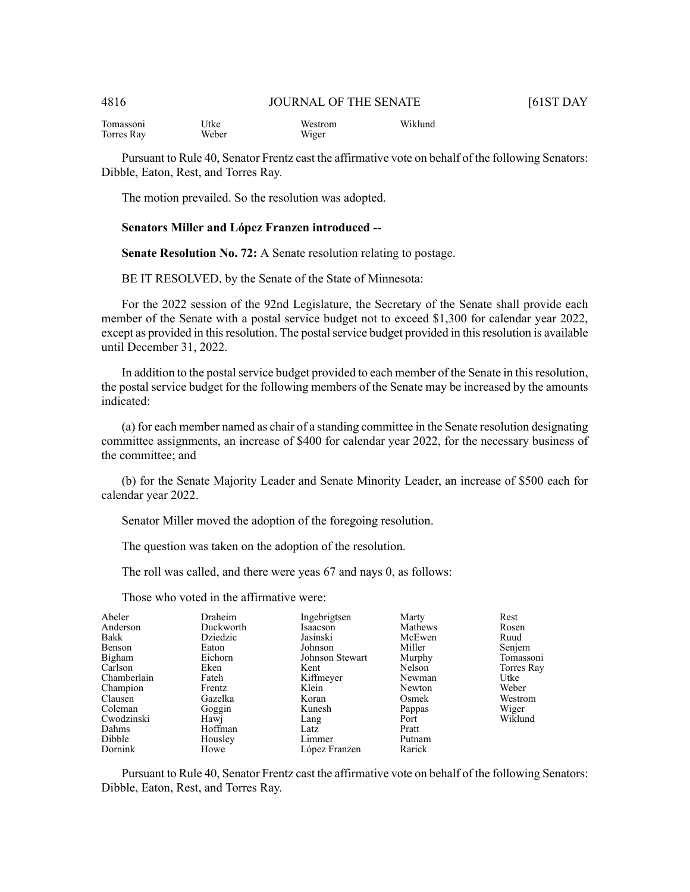| | | | |
|---|---|---|---|
| Tomassoni | Utke | Westrom | Wiklund |
| Torres Ray | Weber | Wiger | |

Pursuant to Rule 40, Senator Frentz cast the affirmative vote on behalf of the following Senators: Dibble, Eaton, Rest, and Torres Ray.

The motion prevailed. So the resolution was adopted.

**Senators Miller and López Franzen introduced --**

**Senate Resolution No. 72:** A Senate resolution relating to postage.

BE IT RESOLVED, by the Senate of the State of Minnesota:

For the 2022 session of the 92nd Legislature, the Secretary of the Senate shall provide each member of the Senate with a postal service budget not to exceed $1,300 for calendar year 2022, except as provided in this resolution. The postal service budget provided in this resolution is available until December 31, 2022.

In addition to the postal service budget provided to each member of the Senate in this resolution, the postal service budget for the following members of the Senate may be increased by the amounts indicated:

(a) for each member named as chair of a standing committee in the Senate resolution designating committee assignments, an increase of $400 for calendar year 2022, for the necessary business of the committee; and

(b) for the Senate Majority Leader and Senate Minority Leader, an increase of $500 each for calendar year 2022.

Senator Miller moved the adoption of the foregoing resolution.

The question was taken on the adoption of the resolution.

The roll was called, and there were yeas 67 and nays 0, as follows:

Those who voted in the affirmative were:

| | | | | |
|---|---|---|---|---|
| Abeler | Draheim | Ingebrigtsen | Marty | Rest |
| Anderson | Duckworth | Isaacson | Mathews | Rosen |
| Bakk | Dziedzic | Jasinski | McEwen | Ruud |
| Benson | Eaton | Johnson | Miller | Senjem |
| Bigham | Eichorn | Johnson Stewart | Murphy | Tomassoni |
| Carlson | Eken | Kent | Nelson | Torres Ray |
| Chamberlain | Fateh | Kiffmeyer | Newman | Utke |
| Champion | Frentz | Klein | Newton | Weber |
| Clausen | Gazelka | Koran | Osmek | Westrom |
| Coleman | Goggin | Kunesh | Pappas | Wiger |
| Cwodzinski | Hawj | Lang | Port | Wiklund |
| Dahms | Hoffman | Latz | Pratt | |
| Dibble | Housley | Limmer | Putnam | |
| Dornink | Howe | López Franzen | Rarick | |

Pursuant to Rule 40, Senator Frentz cast the affirmative vote on behalf of the following Senators: Dibble, Eaton, Rest, and Torres Ray.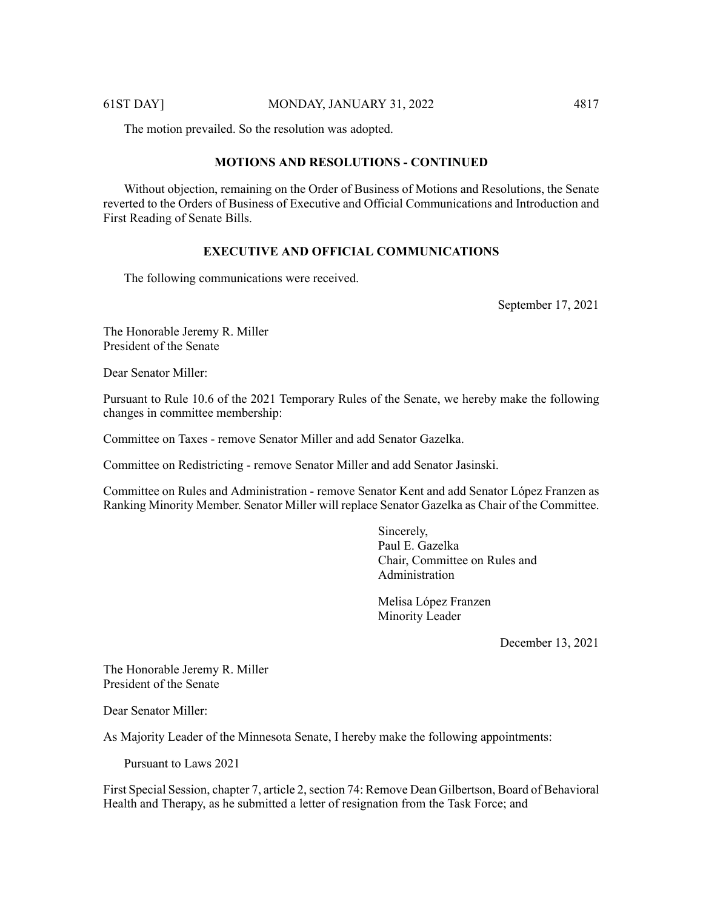The motion prevailed. So the resolution was adopted.

## MOTIONS AND RESOLUTIONS - CONTINUED

Without objection, remaining on the Order of Business of Motions and Resolutions, the Senate reverted to the Orders of Business of Executive and Official Communications and Introduction and First Reading of Senate Bills.

## EXECUTIVE AND OFFICIAL COMMUNICATIONS

The following communications were received.

September 17, 2021

The Honorable Jeremy R. Miller
President of the Senate

Dear Senator Miller:

Pursuant to Rule 10.6 of the 2021 Temporary Rules of the Senate, we hereby make the following changes in committee membership:

Committee on Taxes - remove Senator Miller and add Senator Gazelka.

Committee on Redistricting - remove Senator Miller and add Senator Jasinski.

Committee on Rules and Administration - remove Senator Kent and add Senator López Franzen as Ranking Minority Member. Senator Miller will replace Senator Gazelka as Chair of the Committee.

Sincerely,
Paul E. Gazelka
Chair, Committee on Rules and Administration

Melisa López Franzen
Minority Leader

December 13, 2021

The Honorable Jeremy R. Miller
President of the Senate

Dear Senator Miller:

As Majority Leader of the Minnesota Senate, I hereby make the following appointments:

Pursuant to Laws 2021

First Special Session, chapter 7, article 2, section 74: Remove Dean Gilbertson, Board of Behavioral Health and Therapy, as he submitted a letter of resignation from the Task Force; and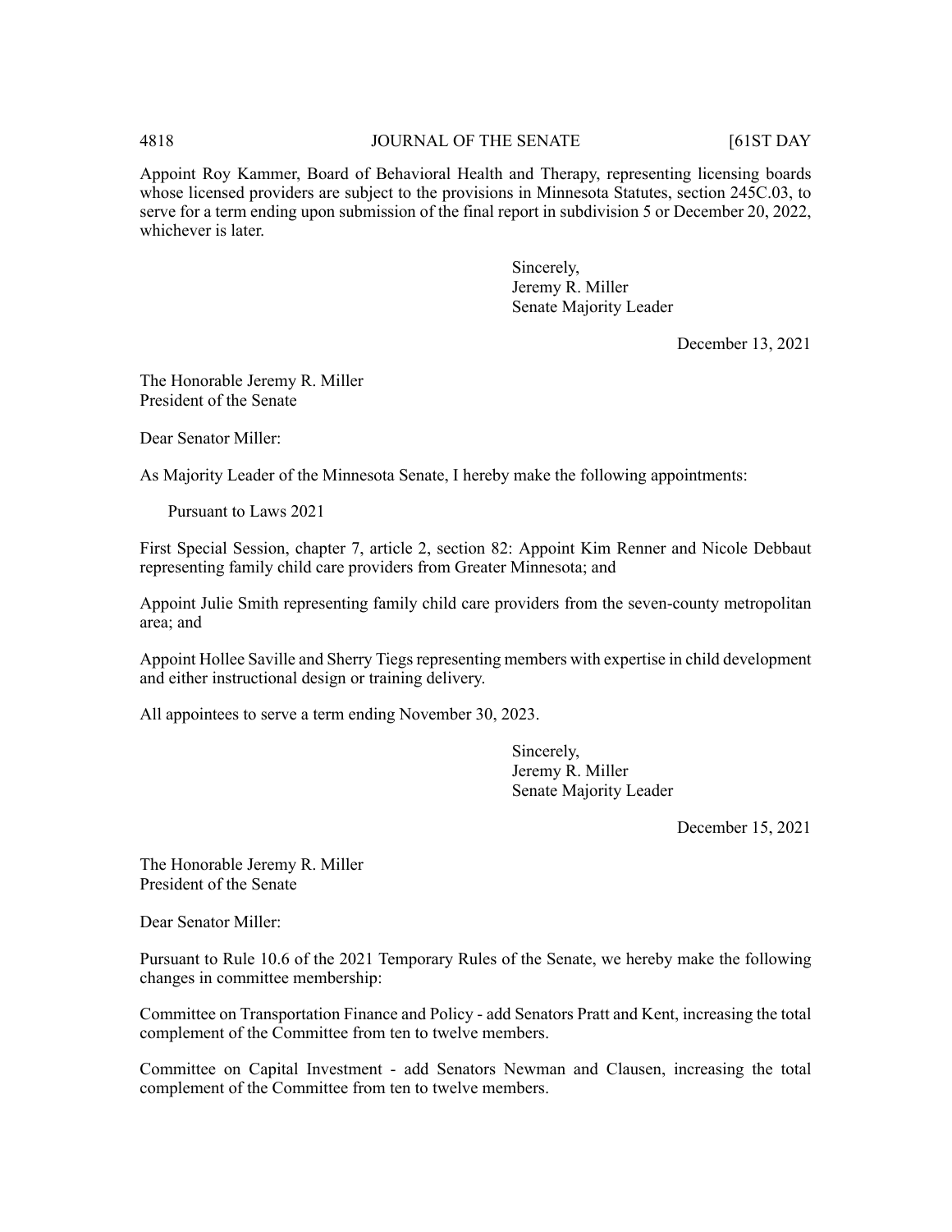Appoint Roy Kammer, Board of Behavioral Health and Therapy, representing licensing boards whose licensed providers are subject to the provisions in Minnesota Statutes, section 245C.03, to serve for a term ending upon submission of the final report in subdivision 5 or December 20, 2022, whichever is later.

Sincerely,
Jeremy R. Miller
Senate Majority Leader

December 13, 2021

The Honorable Jeremy R. Miller
President of the Senate

Dear Senator Miller:

As Majority Leader of the Minnesota Senate, I hereby make the following appointments:

Pursuant to Laws 2021

First Special Session, chapter 7, article 2, section 82: Appoint Kim Renner and Nicole Debbaut representing family child care providers from Greater Minnesota; and

Appoint Julie Smith representing family child care providers from the seven-county metropolitan area; and

Appoint Hollee Saville and Sherry Tiegs representing members with expertise in child development and either instructional design or training delivery.

All appointees to serve a term ending November 30, 2023.

Sincerely,
Jeremy R. Miller
Senate Majority Leader

December 15, 2021

The Honorable Jeremy R. Miller
President of the Senate

Dear Senator Miller:

Pursuant to Rule 10.6 of the 2021 Temporary Rules of the Senate, we hereby make the following changes in committee membership:

Committee on Transportation Finance and Policy - add Senators Pratt and Kent, increasing the total complement of the Committee from ten to twelve members.

Committee on Capital Investment - add Senators Newman and Clausen, increasing the total complement of the Committee from ten to twelve members.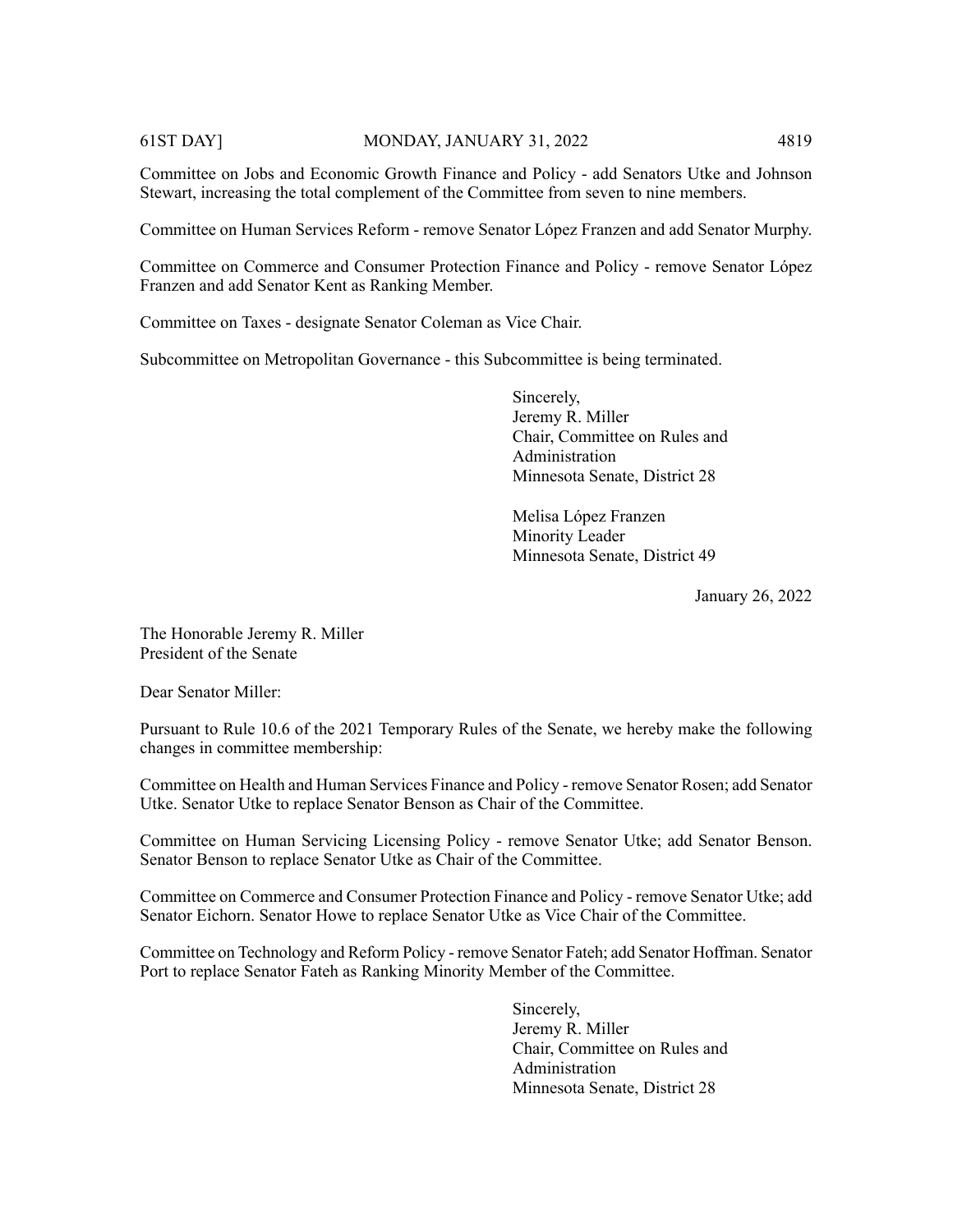Committee on Jobs and Economic Growth Finance and Policy - add Senators Utke and Johnson Stewart, increasing the total complement of the Committee from seven to nine members.

Committee on Human Services Reform - remove Senator López Franzen and add Senator Murphy.

Committee on Commerce and Consumer Protection Finance and Policy - remove Senator López Franzen and add Senator Kent as Ranking Member.

Committee on Taxes - designate Senator Coleman as Vice Chair.

Subcommittee on Metropolitan Governance - this Subcommittee is being terminated.

Sincerely,
Jeremy R. Miller
Chair, Committee on Rules and Administration
Minnesota Senate, District 28

Melisa López Franzen
Minority Leader
Minnesota Senate, District 49

January 26, 2022

The Honorable Jeremy R. Miller
President of the Senate

Dear Senator Miller:

Pursuant to Rule 10.6 of the 2021 Temporary Rules of the Senate, we hereby make the following changes in committee membership:

Committee on Health and Human Services Finance and Policy - remove Senator Rosen; add Senator Utke. Senator Utke to replace Senator Benson as Chair of the Committee.

Committee on Human Servicing Licensing Policy - remove Senator Utke; add Senator Benson. Senator Benson to replace Senator Utke as Chair of the Committee.

Committee on Commerce and Consumer Protection Finance and Policy - remove Senator Utke; add Senator Eichorn. Senator Howe to replace Senator Utke as Vice Chair of the Committee.

Committee on Technology and Reform Policy - remove Senator Fateh; add Senator Hoffman. Senator Port to replace Senator Fateh as Ranking Minority Member of the Committee.

Sincerely,
Jeremy R. Miller
Chair, Committee on Rules and Administration
Minnesota Senate, District 28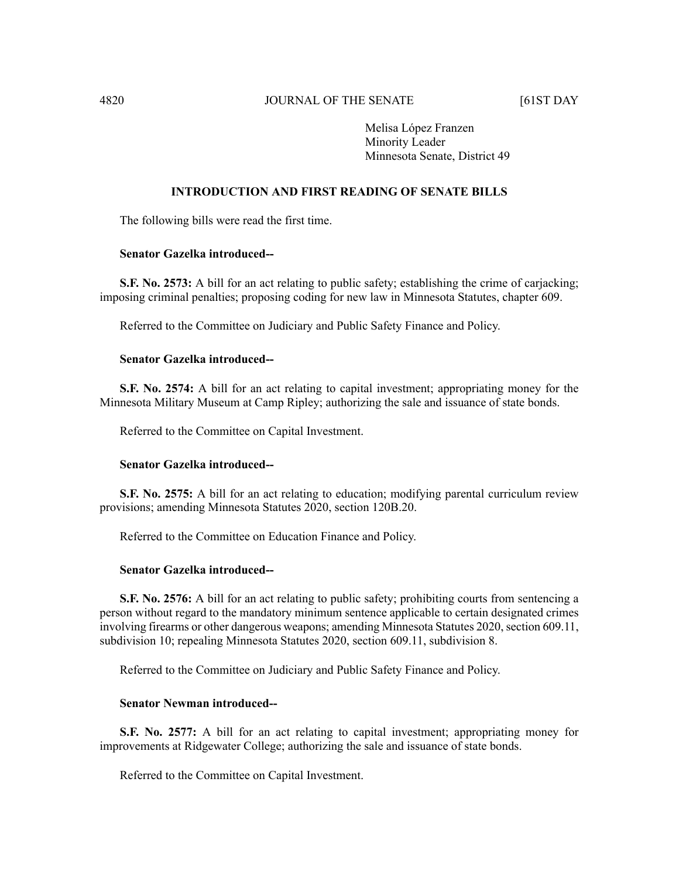Melisa López Franzen
Minority Leader
Minnesota Senate, District 49

## INTRODUCTION AND FIRST READING OF SENATE BILLS

The following bills were read the first time.

**Senator Gazelka introduced--**

**S.F. No. 2573:** A bill for an act relating to public safety; establishing the crime of carjacking; imposing criminal penalties; proposing coding for new law in Minnesota Statutes, chapter 609.

Referred to the Committee on Judiciary and Public Safety Finance and Policy.

**Senator Gazelka introduced--**

**S.F. No. 2574:** A bill for an act relating to capital investment; appropriating money for the Minnesota Military Museum at Camp Ripley; authorizing the sale and issuance of state bonds.

Referred to the Committee on Capital Investment.

**Senator Gazelka introduced--**

**S.F. No. 2575:** A bill for an act relating to education; modifying parental curriculum review provisions; amending Minnesota Statutes 2020, section 120B.20.

Referred to the Committee on Education Finance and Policy.

**Senator Gazelka introduced--**

**S.F. No. 2576:** A bill for an act relating to public safety; prohibiting courts from sentencing a person without regard to the mandatory minimum sentence applicable to certain designated crimes involving firearms or other dangerous weapons; amending Minnesota Statutes 2020, section 609.11, subdivision 10; repealing Minnesota Statutes 2020, section 609.11, subdivision 8.

Referred to the Committee on Judiciary and Public Safety Finance and Policy.

**Senator Newman introduced--**

**S.F. No. 2577:** A bill for an act relating to capital investment; appropriating money for improvements at Ridgewater College; authorizing the sale and issuance of state bonds.

Referred to the Committee on Capital Investment.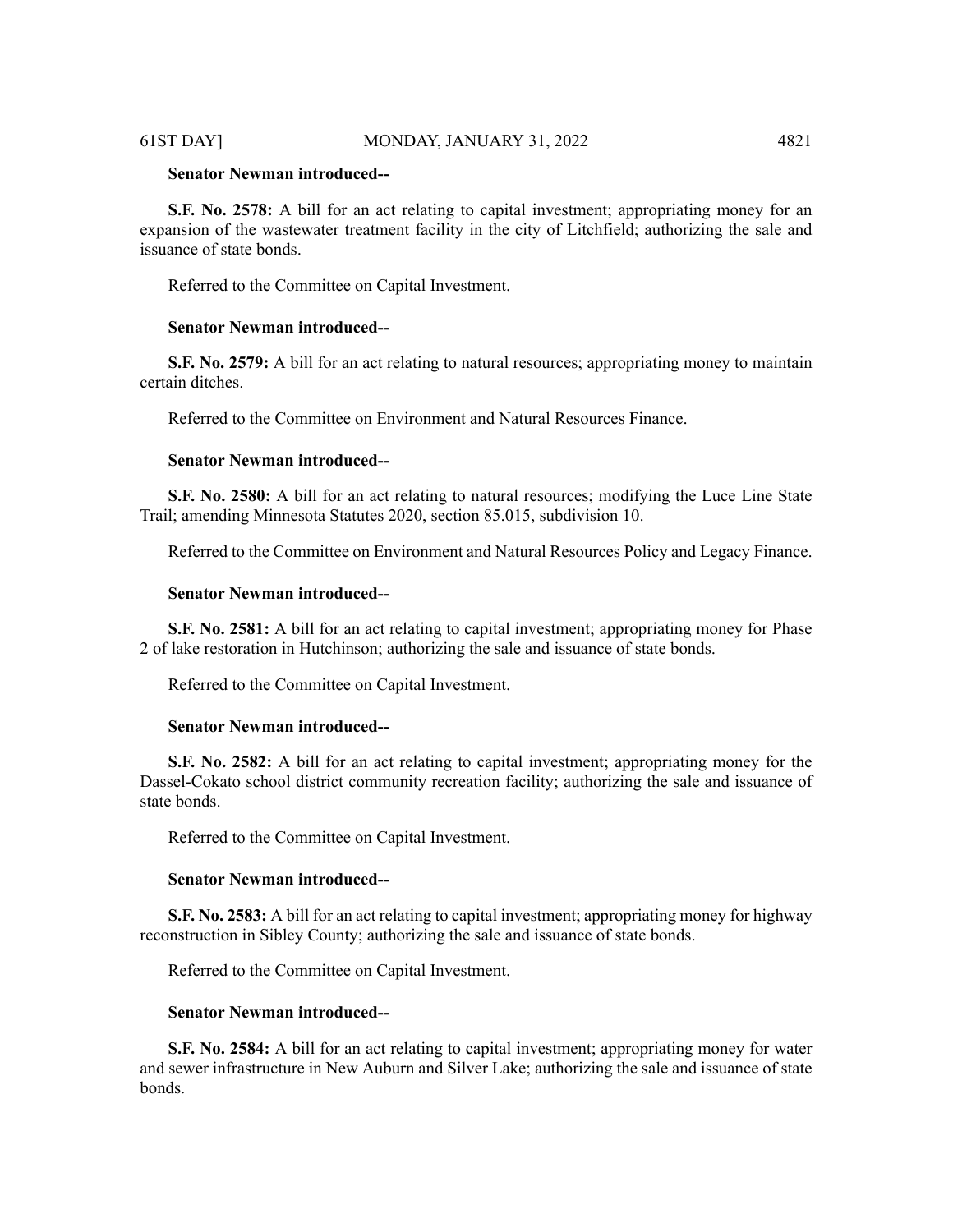**Senator Newman introduced--**

**S.F. No. 2578:** A bill for an act relating to capital investment; appropriating money for an expansion of the wastewater treatment facility in the city of Litchfield; authorizing the sale and issuance of state bonds.

Referred to the Committee on Capital Investment.

**Senator Newman introduced--**

**S.F. No. 2579:** A bill for an act relating to natural resources; appropriating money to maintain certain ditches.

Referred to the Committee on Environment and Natural Resources Finance.

**Senator Newman introduced--**

**S.F. No. 2580:** A bill for an act relating to natural resources; modifying the Luce Line State Trail; amending Minnesota Statutes 2020, section 85.015, subdivision 10.

Referred to the Committee on Environment and Natural Resources Policy and Legacy Finance.

**Senator Newman introduced--**

**S.F. No. 2581:** A bill for an act relating to capital investment; appropriating money for Phase 2 of lake restoration in Hutchinson; authorizing the sale and issuance of state bonds.

Referred to the Committee on Capital Investment.

**Senator Newman introduced--**

**S.F. No. 2582:** A bill for an act relating to capital investment; appropriating money for the Dassel-Cokato school district community recreation facility; authorizing the sale and issuance of state bonds.

Referred to the Committee on Capital Investment.

**Senator Newman introduced--**

**S.F. No. 2583:** A bill for an act relating to capital investment; appropriating money for highway reconstruction in Sibley County; authorizing the sale and issuance of state bonds.

Referred to the Committee on Capital Investment.

**Senator Newman introduced--**

**S.F. No. 2584:** A bill for an act relating to capital investment; appropriating money for water and sewer infrastructure in New Auburn and Silver Lake; authorizing the sale and issuance of state bonds.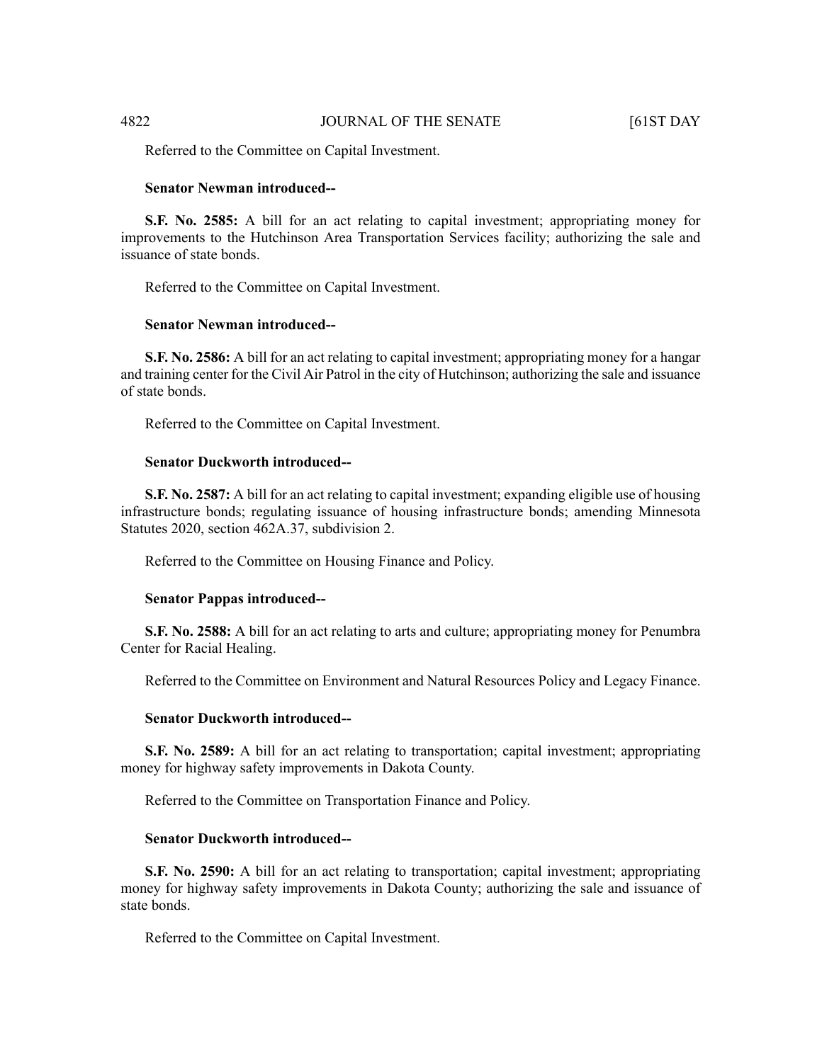Referred to the Committee on Capital Investment.

**Senator Newman introduced--**

**S.F. No. 2585:** A bill for an act relating to capital investment; appropriating money for improvements to the Hutchinson Area Transportation Services facility; authorizing the sale and issuance of state bonds.

Referred to the Committee on Capital Investment.

**Senator Newman introduced--**

**S.F. No. 2586:** A bill for an act relating to capital investment; appropriating money for a hangar and training center for the Civil Air Patrol in the city of Hutchinson; authorizing the sale and issuance of state bonds.

Referred to the Committee on Capital Investment.

**Senator Duckworth introduced--**

**S.F. No. 2587:** A bill for an act relating to capital investment; expanding eligible use of housing infrastructure bonds; regulating issuance of housing infrastructure bonds; amending Minnesota Statutes 2020, section 462A.37, subdivision 2.

Referred to the Committee on Housing Finance and Policy.

**Senator Pappas introduced--**

**S.F. No. 2588:** A bill for an act relating to arts and culture; appropriating money for Penumbra Center for Racial Healing.

Referred to the Committee on Environment and Natural Resources Policy and Legacy Finance.

**Senator Duckworth introduced--**

**S.F. No. 2589:** A bill for an act relating to transportation; capital investment; appropriating money for highway safety improvements in Dakota County.

Referred to the Committee on Transportation Finance and Policy.

**Senator Duckworth introduced--**

**S.F. No. 2590:** A bill for an act relating to transportation; capital investment; appropriating money for highway safety improvements in Dakota County; authorizing the sale and issuance of state bonds.

Referred to the Committee on Capital Investment.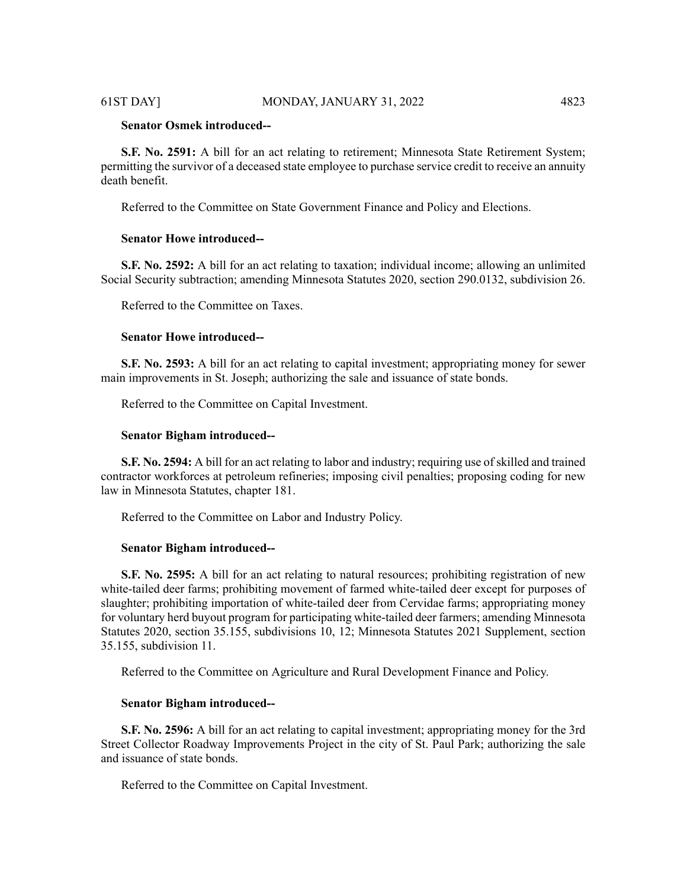**Senator Osmek introduced--**

**S.F. No. 2591:** A bill for an act relating to retirement; Minnesota State Retirement System; permitting the survivor of a deceased state employee to purchase service credit to receive an annuity death benefit.

Referred to the Committee on State Government Finance and Policy and Elections.

**Senator Howe introduced--**

**S.F. No. 2592:** A bill for an act relating to taxation; individual income; allowing an unlimited Social Security subtraction; amending Minnesota Statutes 2020, section 290.0132, subdivision 26.

Referred to the Committee on Taxes.

**Senator Howe introduced--**

**S.F. No. 2593:** A bill for an act relating to capital investment; appropriating money for sewer main improvements in St. Joseph; authorizing the sale and issuance of state bonds.

Referred to the Committee on Capital Investment.

**Senator Bigham introduced--**

**S.F. No. 2594:** A bill for an act relating to labor and industry; requiring use of skilled and trained contractor workforces at petroleum refineries; imposing civil penalties; proposing coding for new law in Minnesota Statutes, chapter 181.

Referred to the Committee on Labor and Industry Policy.

**Senator Bigham introduced--**

**S.F. No. 2595:** A bill for an act relating to natural resources; prohibiting registration of new white-tailed deer farms; prohibiting movement of farmed white-tailed deer except for purposes of slaughter; prohibiting importation of white-tailed deer from Cervidae farms; appropriating money for voluntary herd buyout program for participating white-tailed deer farmers; amending Minnesota Statutes 2020, section 35.155, subdivisions 10, 12; Minnesota Statutes 2021 Supplement, section 35.155, subdivision 11.

Referred to the Committee on Agriculture and Rural Development Finance and Policy.

**Senator Bigham introduced--**

**S.F. No. 2596:** A bill for an act relating to capital investment; appropriating money for the 3rd Street Collector Roadway Improvements Project in the city of St. Paul Park; authorizing the sale and issuance of state bonds.

Referred to the Committee on Capital Investment.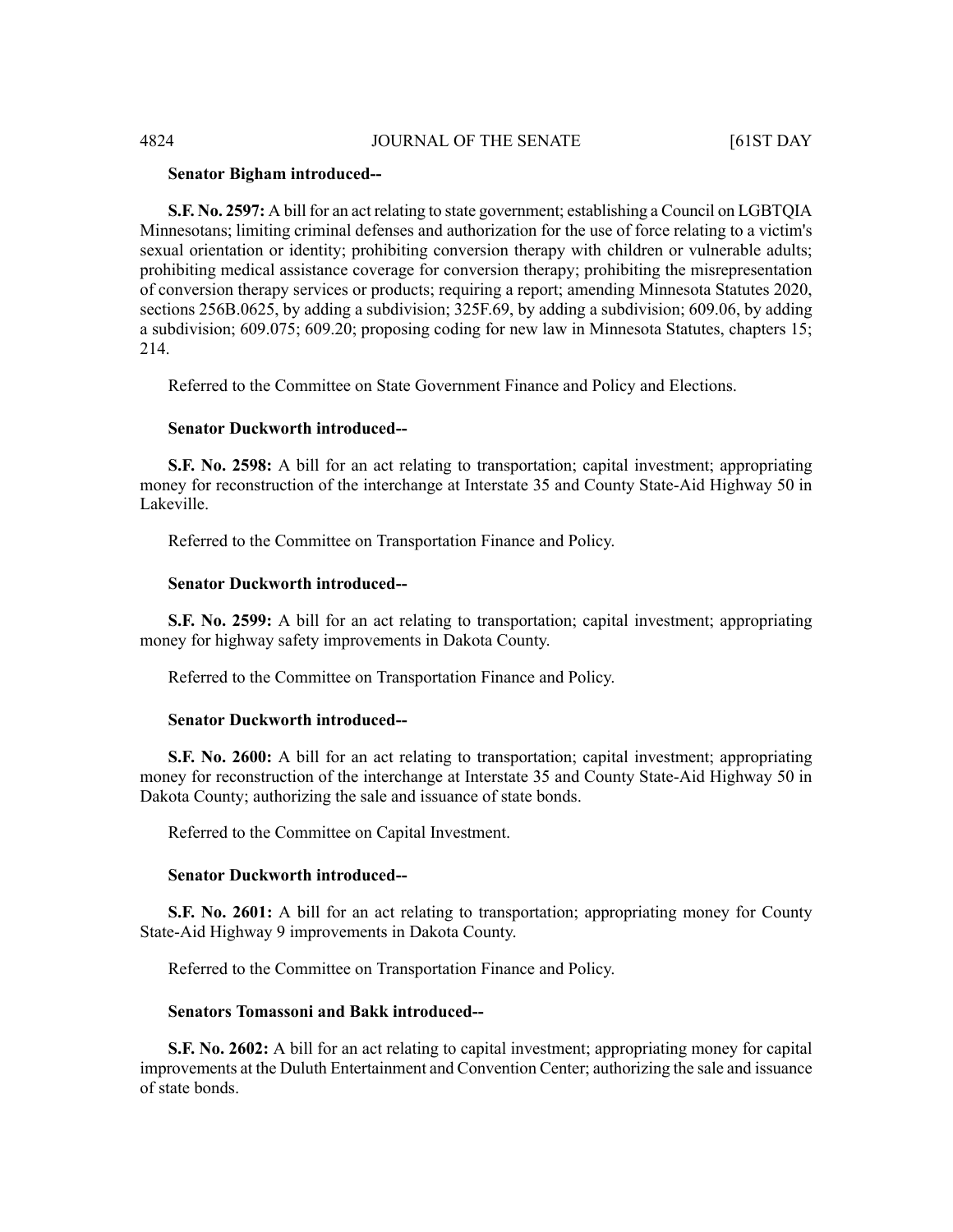**Senator Bigham introduced--**

**S.F. No. 2597:** A bill for an act relating to state government; establishing a Council on LGBTQIA Minnesotans; limiting criminal defenses and authorization for the use of force relating to a victim's sexual orientation or identity; prohibiting conversion therapy with children or vulnerable adults; prohibiting medical assistance coverage for conversion therapy; prohibiting the misrepresentation of conversion therapy services or products; requiring a report; amending Minnesota Statutes 2020, sections 256B.0625, by adding a subdivision; 325F.69, by adding a subdivision; 609.06, by adding a subdivision; 609.075; 609.20; proposing coding for new law in Minnesota Statutes, chapters 15; 214.

Referred to the Committee on State Government Finance and Policy and Elections.

**Senator Duckworth introduced--**

**S.F. No. 2598:** A bill for an act relating to transportation; capital investment; appropriating money for reconstruction of the interchange at Interstate 35 and County State-Aid Highway 50 in Lakeville.

Referred to the Committee on Transportation Finance and Policy.

**Senator Duckworth introduced--**

**S.F. No. 2599:** A bill for an act relating to transportation; capital investment; appropriating money for highway safety improvements in Dakota County.

Referred to the Committee on Transportation Finance and Policy.

**Senator Duckworth introduced--**

**S.F. No. 2600:** A bill for an act relating to transportation; capital investment; appropriating money for reconstruction of the interchange at Interstate 35 and County State-Aid Highway 50 in Dakota County; authorizing the sale and issuance of state bonds.

Referred to the Committee on Capital Investment.

**Senator Duckworth introduced--**

**S.F. No. 2601:** A bill for an act relating to transportation; appropriating money for County State-Aid Highway 9 improvements in Dakota County.

Referred to the Committee on Transportation Finance and Policy.

**Senators Tomassoni and Bakk introduced--**

**S.F. No. 2602:** A bill for an act relating to capital investment; appropriating money for capital improvements at the Duluth Entertainment and Convention Center; authorizing the sale and issuance of state bonds.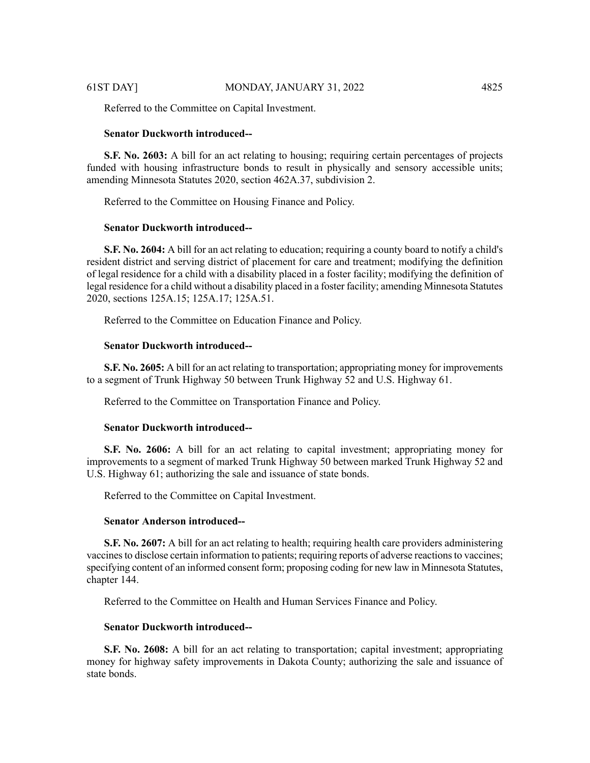Referred to the Committee on Capital Investment.

**Senator Duckworth introduced--**

**S.F. No. 2603:** A bill for an act relating to housing; requiring certain percentages of projects funded with housing infrastructure bonds to result in physically and sensory accessible units; amending Minnesota Statutes 2020, section 462A.37, subdivision 2.

Referred to the Committee on Housing Finance and Policy.

**Senator Duckworth introduced--**

**S.F. No. 2604:** A bill for an act relating to education; requiring a county board to notify a child's resident district and serving district of placement for care and treatment; modifying the definition of legal residence for a child with a disability placed in a foster facility; modifying the definition of legal residence for a child without a disability placed in a foster facility; amending Minnesota Statutes 2020, sections 125A.15; 125A.17; 125A.51.

Referred to the Committee on Education Finance and Policy.

**Senator Duckworth introduced--**

**S.F. No. 2605:** A bill for an act relating to transportation; appropriating money for improvements to a segment of Trunk Highway 50 between Trunk Highway 52 and U.S. Highway 61.

Referred to the Committee on Transportation Finance and Policy.

**Senator Duckworth introduced--**

**S.F. No. 2606:** A bill for an act relating to capital investment; appropriating money for improvements to a segment of marked Trunk Highway 50 between marked Trunk Highway 52 and U.S. Highway 61; authorizing the sale and issuance of state bonds.

Referred to the Committee on Capital Investment.

**Senator Anderson introduced--**

**S.F. No. 2607:** A bill for an act relating to health; requiring health care providers administering vaccines to disclose certain information to patients; requiring reports of adverse reactions to vaccines; specifying content of an informed consent form; proposing coding for new law in Minnesota Statutes, chapter 144.

Referred to the Committee on Health and Human Services Finance and Policy.

**Senator Duckworth introduced--**

**S.F. No. 2608:** A bill for an act relating to transportation; capital investment; appropriating money for highway safety improvements in Dakota County; authorizing the sale and issuance of state bonds.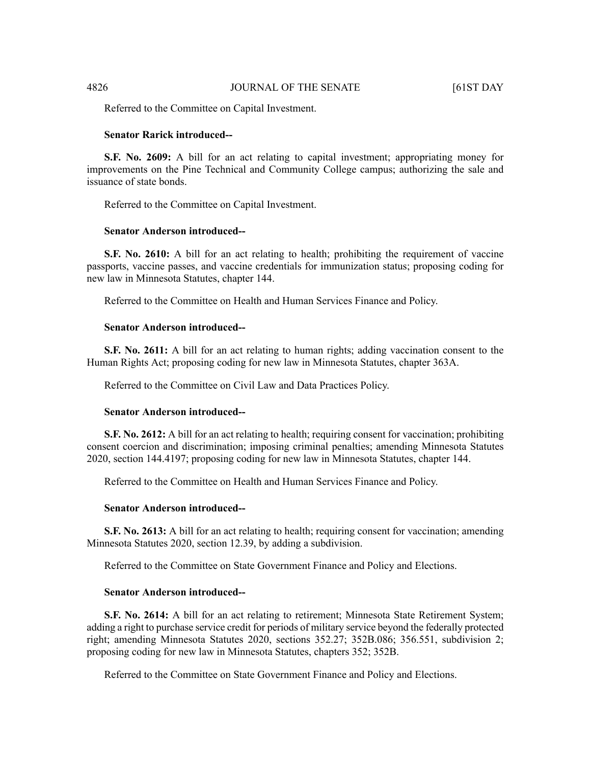Referred to the Committee on Capital Investment.

**Senator Rarick introduced--**

**S.F. No. 2609:** A bill for an act relating to capital investment; appropriating money for improvements on the Pine Technical and Community College campus; authorizing the sale and issuance of state bonds.

Referred to the Committee on Capital Investment.

**Senator Anderson introduced--**

**S.F. No. 2610:** A bill for an act relating to health; prohibiting the requirement of vaccine passports, vaccine passes, and vaccine credentials for immunization status; proposing coding for new law in Minnesota Statutes, chapter 144.

Referred to the Committee on Health and Human Services Finance and Policy.

**Senator Anderson introduced--**

**S.F. No. 2611:** A bill for an act relating to human rights; adding vaccination consent to the Human Rights Act; proposing coding for new law in Minnesota Statutes, chapter 363A.

Referred to the Committee on Civil Law and Data Practices Policy.

**Senator Anderson introduced--**

**S.F. No. 2612:** A bill for an act relating to health; requiring consent for vaccination; prohibiting consent coercion and discrimination; imposing criminal penalties; amending Minnesota Statutes 2020, section 144.4197; proposing coding for new law in Minnesota Statutes, chapter 144.

Referred to the Committee on Health and Human Services Finance and Policy.

**Senator Anderson introduced--**

**S.F. No. 2613:** A bill for an act relating to health; requiring consent for vaccination; amending Minnesota Statutes 2020, section 12.39, by adding a subdivision.

Referred to the Committee on State Government Finance and Policy and Elections.

**Senator Anderson introduced--**

**S.F. No. 2614:** A bill for an act relating to retirement; Minnesota State Retirement System; adding a right to purchase service credit for periods of military service beyond the federally protected right; amending Minnesota Statutes 2020, sections 352.27; 352B.086; 356.551, subdivision 2; proposing coding for new law in Minnesota Statutes, chapters 352; 352B.

Referred to the Committee on State Government Finance and Policy and Elections.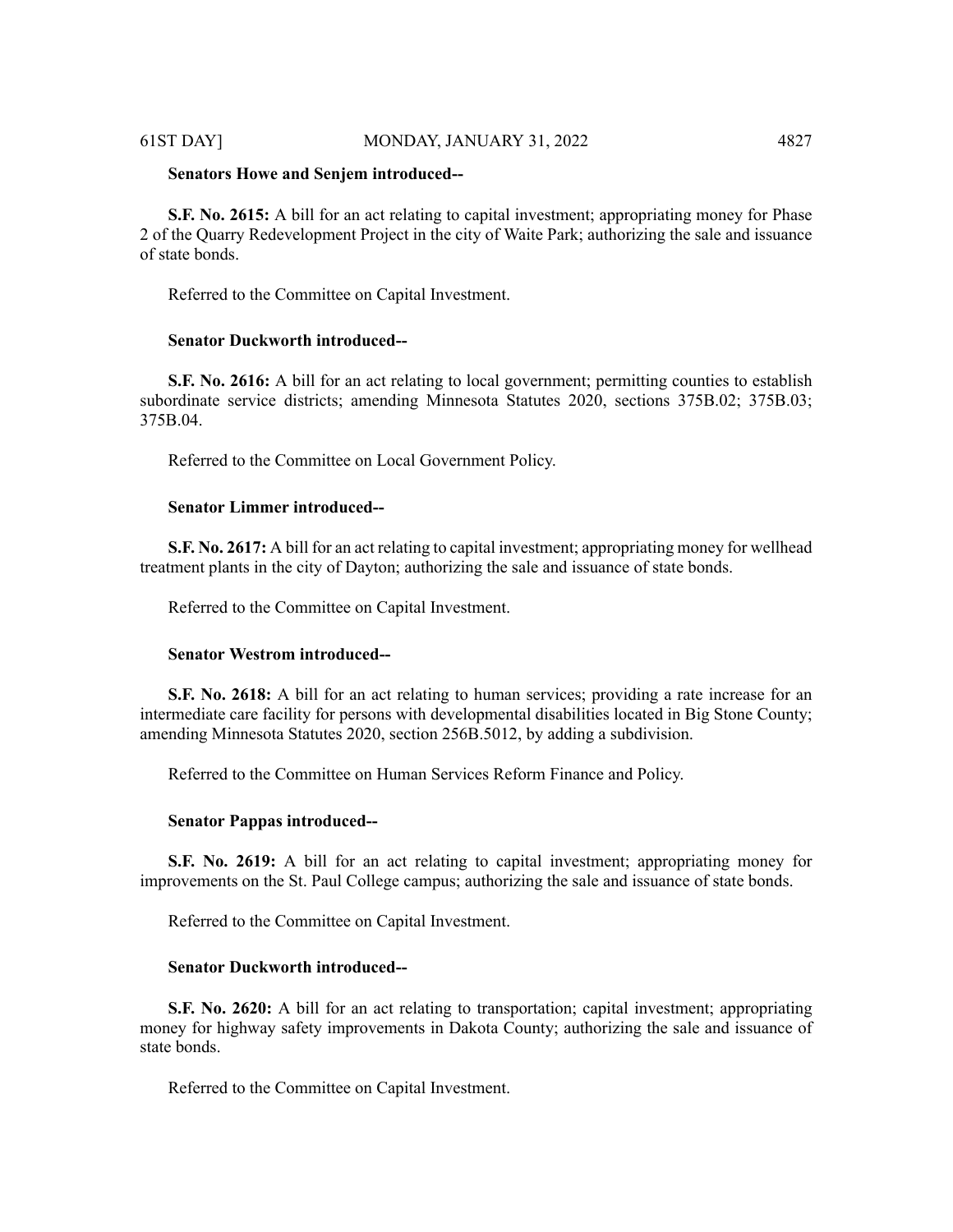**Senators Howe and Senjem introduced--**

**S.F. No. 2615:** A bill for an act relating to capital investment; appropriating money for Phase 2 of the Quarry Redevelopment Project in the city of Waite Park; authorizing the sale and issuance of state bonds.

Referred to the Committee on Capital Investment.

**Senator Duckworth introduced--**

**S.F. No. 2616:** A bill for an act relating to local government; permitting counties to establish subordinate service districts; amending Minnesota Statutes 2020, sections 375B.02; 375B.03; 375B.04.

Referred to the Committee on Local Government Policy.

**Senator Limmer introduced--**

**S.F. No. 2617:** A bill for an act relating to capital investment; appropriating money for wellhead treatment plants in the city of Dayton; authorizing the sale and issuance of state bonds.

Referred to the Committee on Capital Investment.

**Senator Westrom introduced--**

**S.F. No. 2618:** A bill for an act relating to human services; providing a rate increase for an intermediate care facility for persons with developmental disabilities located in Big Stone County; amending Minnesota Statutes 2020, section 256B.5012, by adding a subdivision.

Referred to the Committee on Human Services Reform Finance and Policy.

**Senator Pappas introduced--**

**S.F. No. 2619:** A bill for an act relating to capital investment; appropriating money for improvements on the St. Paul College campus; authorizing the sale and issuance of state bonds.

Referred to the Committee on Capital Investment.

**Senator Duckworth introduced--**

**S.F. No. 2620:** A bill for an act relating to transportation; capital investment; appropriating money for highway safety improvements in Dakota County; authorizing the sale and issuance of state bonds.

Referred to the Committee on Capital Investment.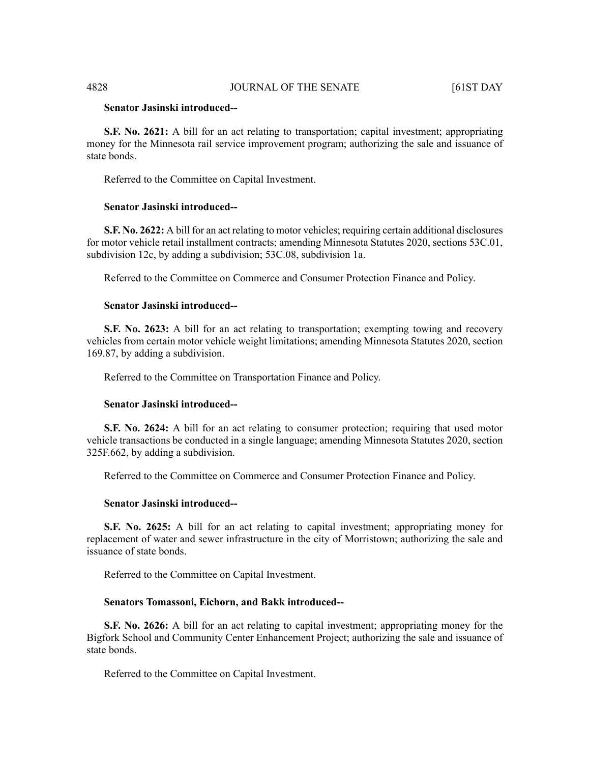**Senator Jasinski introduced--**

**S.F. No. 2621:** A bill for an act relating to transportation; capital investment; appropriating money for the Minnesota rail service improvement program; authorizing the sale and issuance of state bonds.

Referred to the Committee on Capital Investment.

**Senator Jasinski introduced--**

**S.F. No. 2622:** A bill for an act relating to motor vehicles; requiring certain additional disclosures for motor vehicle retail installment contracts; amending Minnesota Statutes 2020, sections 53C.01, subdivision 12c, by adding a subdivision; 53C.08, subdivision 1a.

Referred to the Committee on Commerce and Consumer Protection Finance and Policy.

**Senator Jasinski introduced--**

**S.F. No. 2623:** A bill for an act relating to transportation; exempting towing and recovery vehicles from certain motor vehicle weight limitations; amending Minnesota Statutes 2020, section 169.87, by adding a subdivision.

Referred to the Committee on Transportation Finance and Policy.

**Senator Jasinski introduced--**

**S.F. No. 2624:** A bill for an act relating to consumer protection; requiring that used motor vehicle transactions be conducted in a single language; amending Minnesota Statutes 2020, section 325F.662, by adding a subdivision.

Referred to the Committee on Commerce and Consumer Protection Finance and Policy.

**Senator Jasinski introduced--**

**S.F. No. 2625:** A bill for an act relating to capital investment; appropriating money for replacement of water and sewer infrastructure in the city of Morristown; authorizing the sale and issuance of state bonds.

Referred to the Committee on Capital Investment.

**Senators Tomassoni, Eichorn, and Bakk introduced--**

**S.F. No. 2626:** A bill for an act relating to capital investment; appropriating money for the Bigfork School and Community Center Enhancement Project; authorizing the sale and issuance of state bonds.

Referred to the Committee on Capital Investment.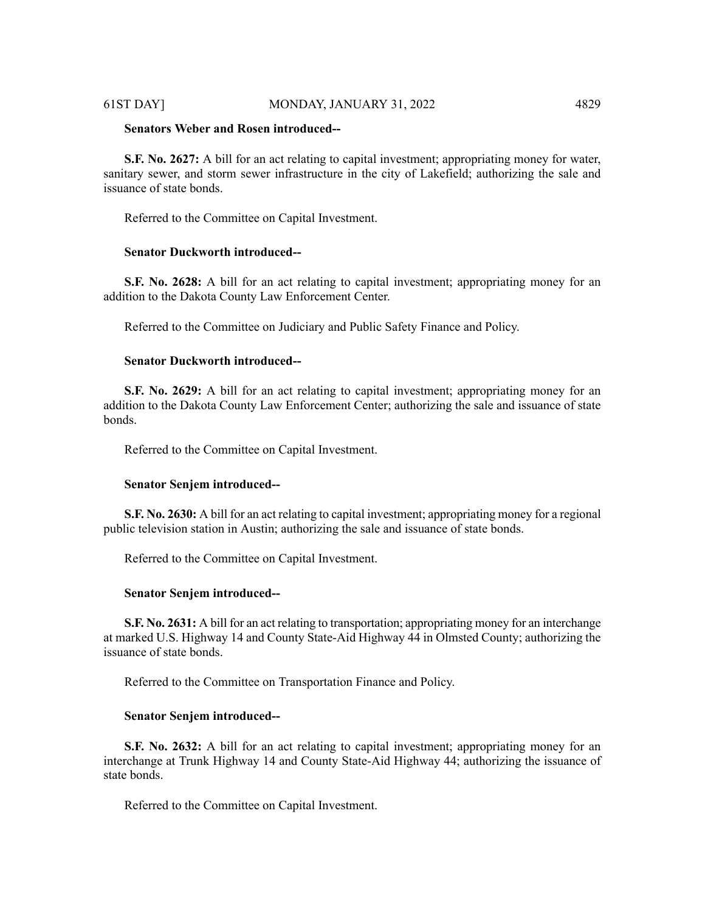**Senators Weber and Rosen introduced--**

**S.F. No. 2627:** A bill for an act relating to capital investment; appropriating money for water, sanitary sewer, and storm sewer infrastructure in the city of Lakefield; authorizing the sale and issuance of state bonds.

Referred to the Committee on Capital Investment.

**Senator Duckworth introduced--**

**S.F. No. 2628:** A bill for an act relating to capital investment; appropriating money for an addition to the Dakota County Law Enforcement Center.

Referred to the Committee on Judiciary and Public Safety Finance and Policy.

**Senator Duckworth introduced--**

**S.F. No. 2629:** A bill for an act relating to capital investment; appropriating money for an addition to the Dakota County Law Enforcement Center; authorizing the sale and issuance of state bonds.

Referred to the Committee on Capital Investment.

**Senator Senjem introduced--**

**S.F. No. 2630:** A bill for an act relating to capital investment; appropriating money for a regional public television station in Austin; authorizing the sale and issuance of state bonds.

Referred to the Committee on Capital Investment.

**Senator Senjem introduced--**

**S.F. No. 2631:** A bill for an act relating to transportation; appropriating money for an interchange at marked U.S. Highway 14 and County State-Aid Highway 44 in Olmsted County; authorizing the issuance of state bonds.

Referred to the Committee on Transportation Finance and Policy.

**Senator Senjem introduced--**

**S.F. No. 2632:** A bill for an act relating to capital investment; appropriating money for an interchange at Trunk Highway 14 and County State-Aid Highway 44; authorizing the issuance of state bonds.

Referred to the Committee on Capital Investment.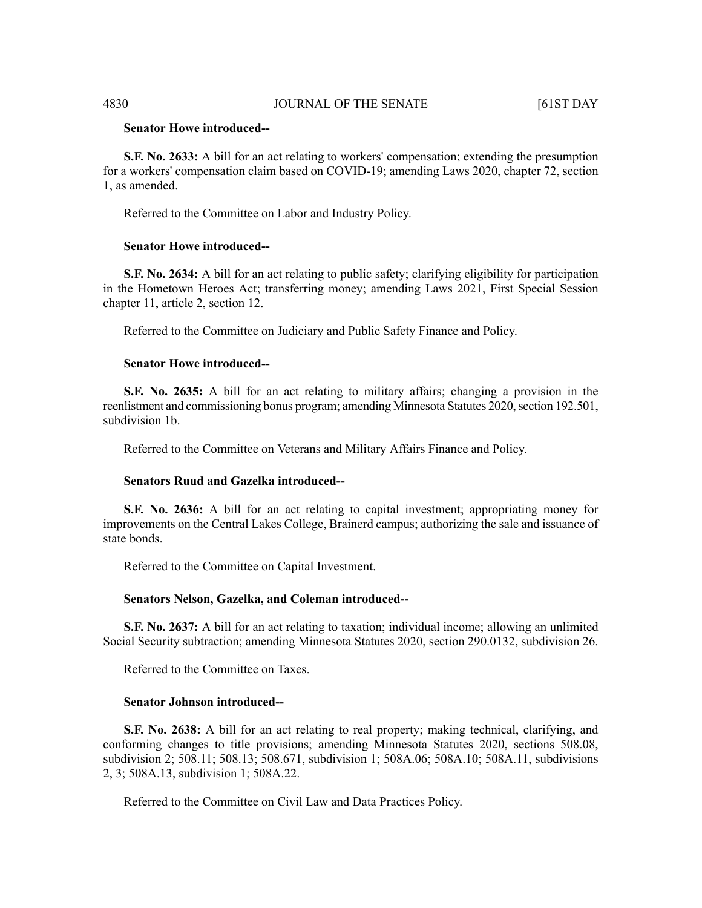**Senator Howe introduced--**

**S.F. No. 2633:** A bill for an act relating to workers' compensation; extending the presumption for a workers' compensation claim based on COVID-19; amending Laws 2020, chapter 72, section 1, as amended.

Referred to the Committee on Labor and Industry Policy.

**Senator Howe introduced--**

**S.F. No. 2634:** A bill for an act relating to public safety; clarifying eligibility for participation in the Hometown Heroes Act; transferring money; amending Laws 2021, First Special Session chapter 11, article 2, section 12.

Referred to the Committee on Judiciary and Public Safety Finance and Policy.

**Senator Howe introduced--**

**S.F. No. 2635:** A bill for an act relating to military affairs; changing a provision in the reenlistment and commissioning bonus program; amending Minnesota Statutes 2020, section 192.501, subdivision 1b.

Referred to the Committee on Veterans and Military Affairs Finance and Policy.

**Senators Ruud and Gazelka introduced--**

**S.F. No. 2636:** A bill for an act relating to capital investment; appropriating money for improvements on the Central Lakes College, Brainerd campus; authorizing the sale and issuance of state bonds.

Referred to the Committee on Capital Investment.

**Senators Nelson, Gazelka, and Coleman introduced--**

**S.F. No. 2637:** A bill for an act relating to taxation; individual income; allowing an unlimited Social Security subtraction; amending Minnesota Statutes 2020, section 290.0132, subdivision 26.

Referred to the Committee on Taxes.

**Senator Johnson introduced--**

**S.F. No. 2638:** A bill for an act relating to real property; making technical, clarifying, and conforming changes to title provisions; amending Minnesota Statutes 2020, sections 508.08, subdivision 2; 508.11; 508.13; 508.671, subdivision 1; 508A.06; 508A.10; 508A.11, subdivisions 2, 3; 508A.13, subdivision 1; 508A.22.

Referred to the Committee on Civil Law and Data Practices Policy.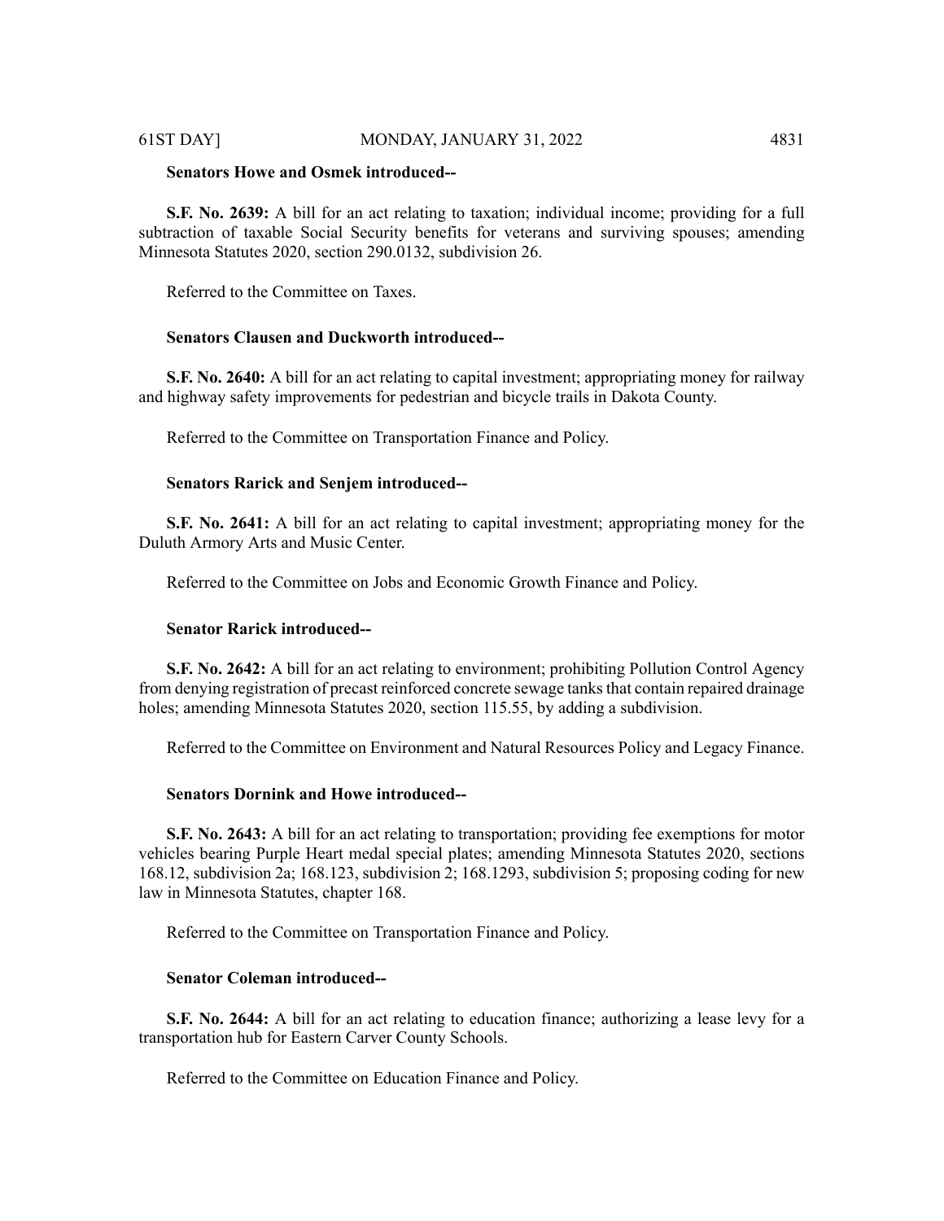**Senators Howe and Osmek introduced--**

**S.F. No. 2639:** A bill for an act relating to taxation; individual income; providing for a full subtraction of taxable Social Security benefits for veterans and surviving spouses; amending Minnesota Statutes 2020, section 290.0132, subdivision 26.

Referred to the Committee on Taxes.

**Senators Clausen and Duckworth introduced--**

**S.F. No. 2640:** A bill for an act relating to capital investment; appropriating money for railway and highway safety improvements for pedestrian and bicycle trails in Dakota County.

Referred to the Committee on Transportation Finance and Policy.

**Senators Rarick and Senjem introduced--**

**S.F. No. 2641:** A bill for an act relating to capital investment; appropriating money for the Duluth Armory Arts and Music Center.

Referred to the Committee on Jobs and Economic Growth Finance and Policy.

**Senator Rarick introduced--**

**S.F. No. 2642:** A bill for an act relating to environment; prohibiting Pollution Control Agency from denying registration of precast reinforced concrete sewage tanks that contain repaired drainage holes; amending Minnesota Statutes 2020, section 115.55, by adding a subdivision.

Referred to the Committee on Environment and Natural Resources Policy and Legacy Finance.

**Senators Dornink and Howe introduced--**

**S.F. No. 2643:** A bill for an act relating to transportation; providing fee exemptions for motor vehicles bearing Purple Heart medal special plates; amending Minnesota Statutes 2020, sections 168.12, subdivision 2a; 168.123, subdivision 2; 168.1293, subdivision 5; proposing coding for new law in Minnesota Statutes, chapter 168.

Referred to the Committee on Transportation Finance and Policy.

**Senator Coleman introduced--**

**S.F. No. 2644:** A bill for an act relating to education finance; authorizing a lease levy for a transportation hub for Eastern Carver County Schools.

Referred to the Committee on Education Finance and Policy.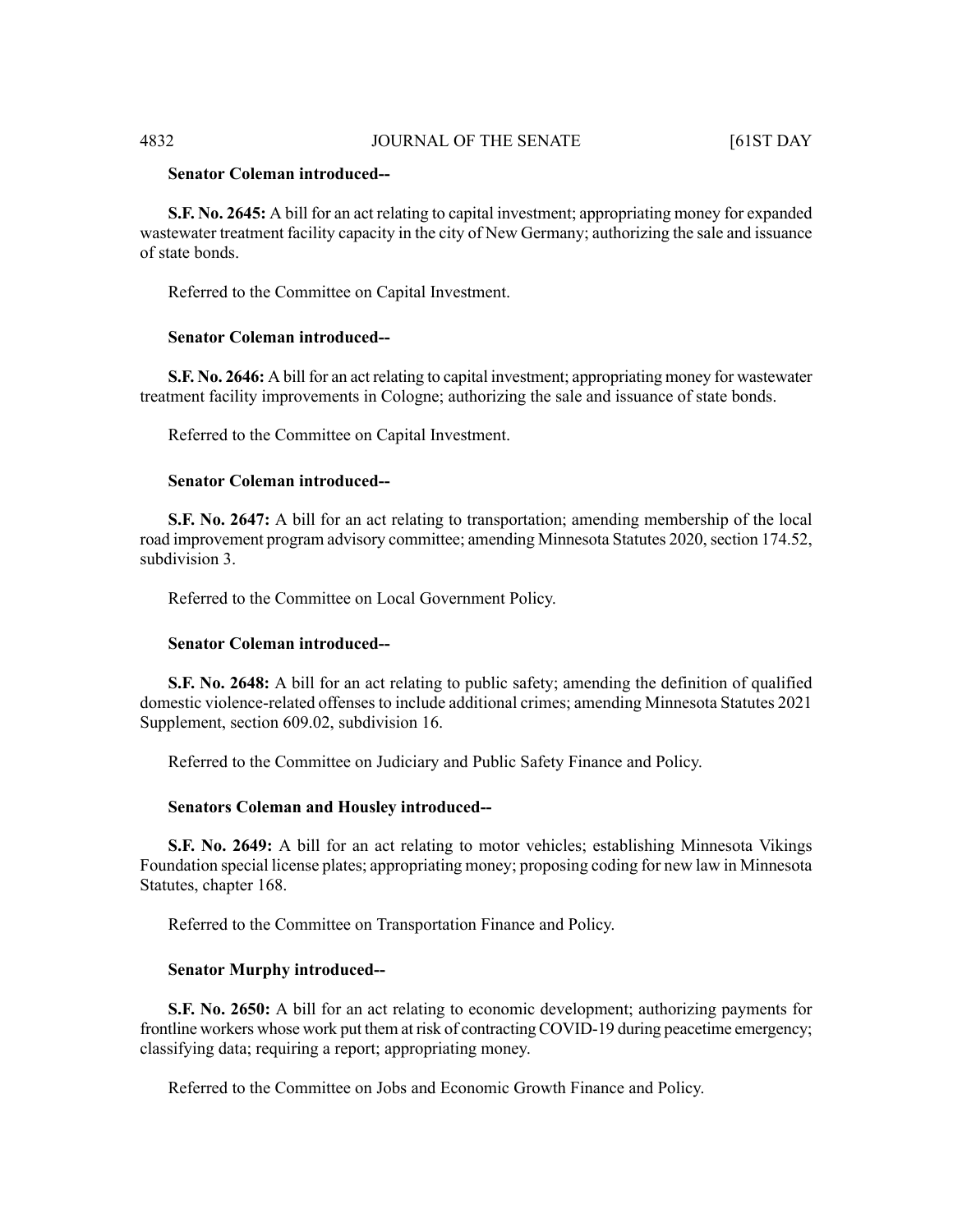**Senator Coleman introduced--**

**S.F. No. 2645:** A bill for an act relating to capital investment; appropriating money for expanded wastewater treatment facility capacity in the city of New Germany; authorizing the sale and issuance of state bonds.

Referred to the Committee on Capital Investment.

**Senator Coleman introduced--**

**S.F. No. 2646:** A bill for an act relating to capital investment; appropriating money for wastewater treatment facility improvements in Cologne; authorizing the sale and issuance of state bonds.

Referred to the Committee on Capital Investment.

**Senator Coleman introduced--**

**S.F. No. 2647:** A bill for an act relating to transportation; amending membership of the local road improvement program advisory committee; amending Minnesota Statutes 2020, section 174.52, subdivision 3.

Referred to the Committee on Local Government Policy.

**Senator Coleman introduced--**

**S.F. No. 2648:** A bill for an act relating to public safety; amending the definition of qualified domestic violence-related offenses to include additional crimes; amending Minnesota Statutes 2021 Supplement, section 609.02, subdivision 16.

Referred to the Committee on Judiciary and Public Safety Finance and Policy.

**Senators Coleman and Housley introduced--**

**S.F. No. 2649:** A bill for an act relating to motor vehicles; establishing Minnesota Vikings Foundation special license plates; appropriating money; proposing coding for new law in Minnesota Statutes, chapter 168.

Referred to the Committee on Transportation Finance and Policy.

**Senator Murphy introduced--**

**S.F. No. 2650:** A bill for an act relating to economic development; authorizing payments for frontline workers whose work put them at risk of contracting COVID-19 during peacetime emergency; classifying data; requiring a report; appropriating money.

Referred to the Committee on Jobs and Economic Growth Finance and Policy.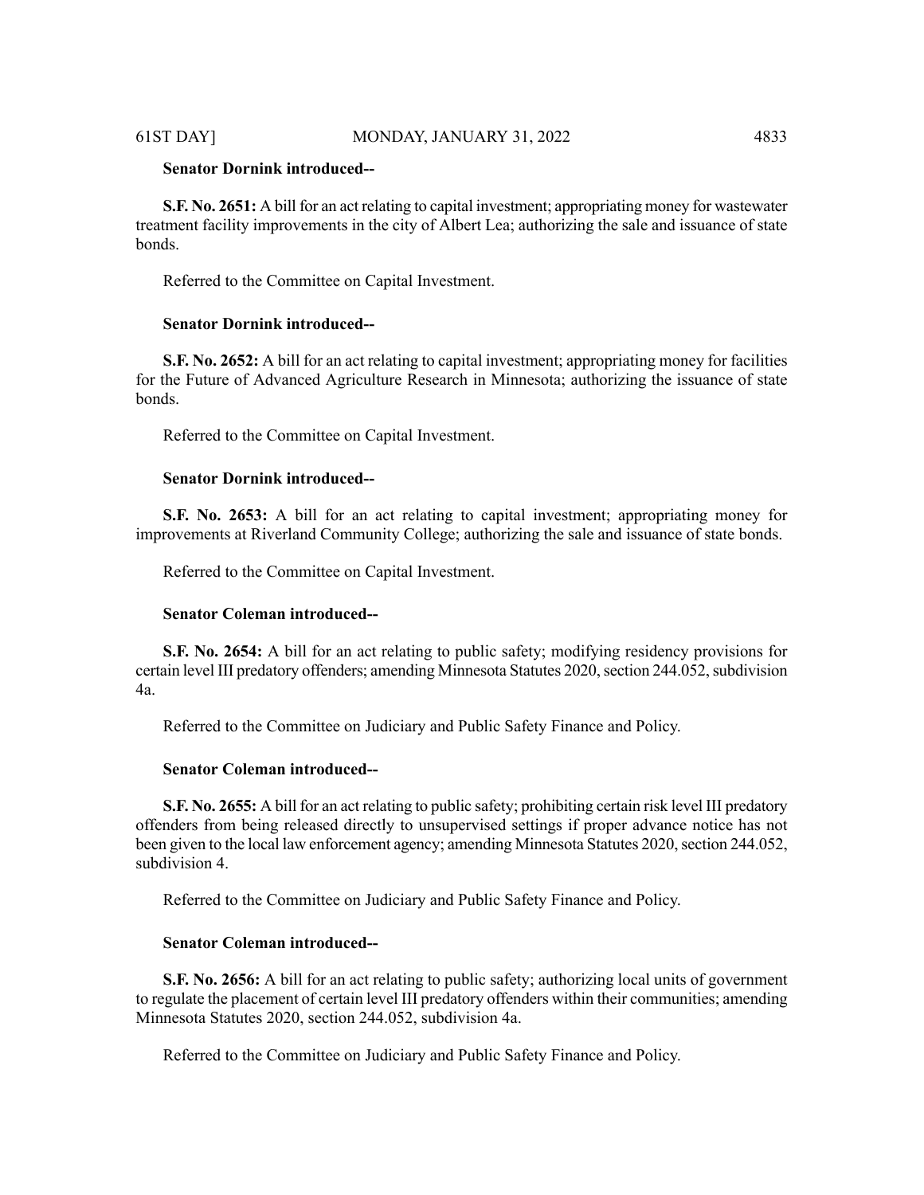**Senator Dornink introduced--**

**S.F. No. 2651:** A bill for an act relating to capital investment; appropriating money for wastewater treatment facility improvements in the city of Albert Lea; authorizing the sale and issuance of state bonds.

Referred to the Committee on Capital Investment.

**Senator Dornink introduced--**

**S.F. No. 2652:** A bill for an act relating to capital investment; appropriating money for facilities for the Future of Advanced Agriculture Research in Minnesota; authorizing the issuance of state bonds.

Referred to the Committee on Capital Investment.

**Senator Dornink introduced--**

**S.F. No. 2653:** A bill for an act relating to capital investment; appropriating money for improvements at Riverland Community College; authorizing the sale and issuance of state bonds.

Referred to the Committee on Capital Investment.

**Senator Coleman introduced--**

**S.F. No. 2654:** A bill for an act relating to public safety; modifying residency provisions for certain level III predatory offenders; amending Minnesota Statutes 2020, section 244.052, subdivision 4a.

Referred to the Committee on Judiciary and Public Safety Finance and Policy.

**Senator Coleman introduced--**

**S.F. No. 2655:** A bill for an act relating to public safety; prohibiting certain risk level III predatory offenders from being released directly to unsupervised settings if proper advance notice has not been given to the local law enforcement agency; amending Minnesota Statutes 2020, section 244.052, subdivision 4.

Referred to the Committee on Judiciary and Public Safety Finance and Policy.

**Senator Coleman introduced--**

**S.F. No. 2656:** A bill for an act relating to public safety; authorizing local units of government to regulate the placement of certain level III predatory offenders within their communities; amending Minnesota Statutes 2020, section 244.052, subdivision 4a.

Referred to the Committee on Judiciary and Public Safety Finance and Policy.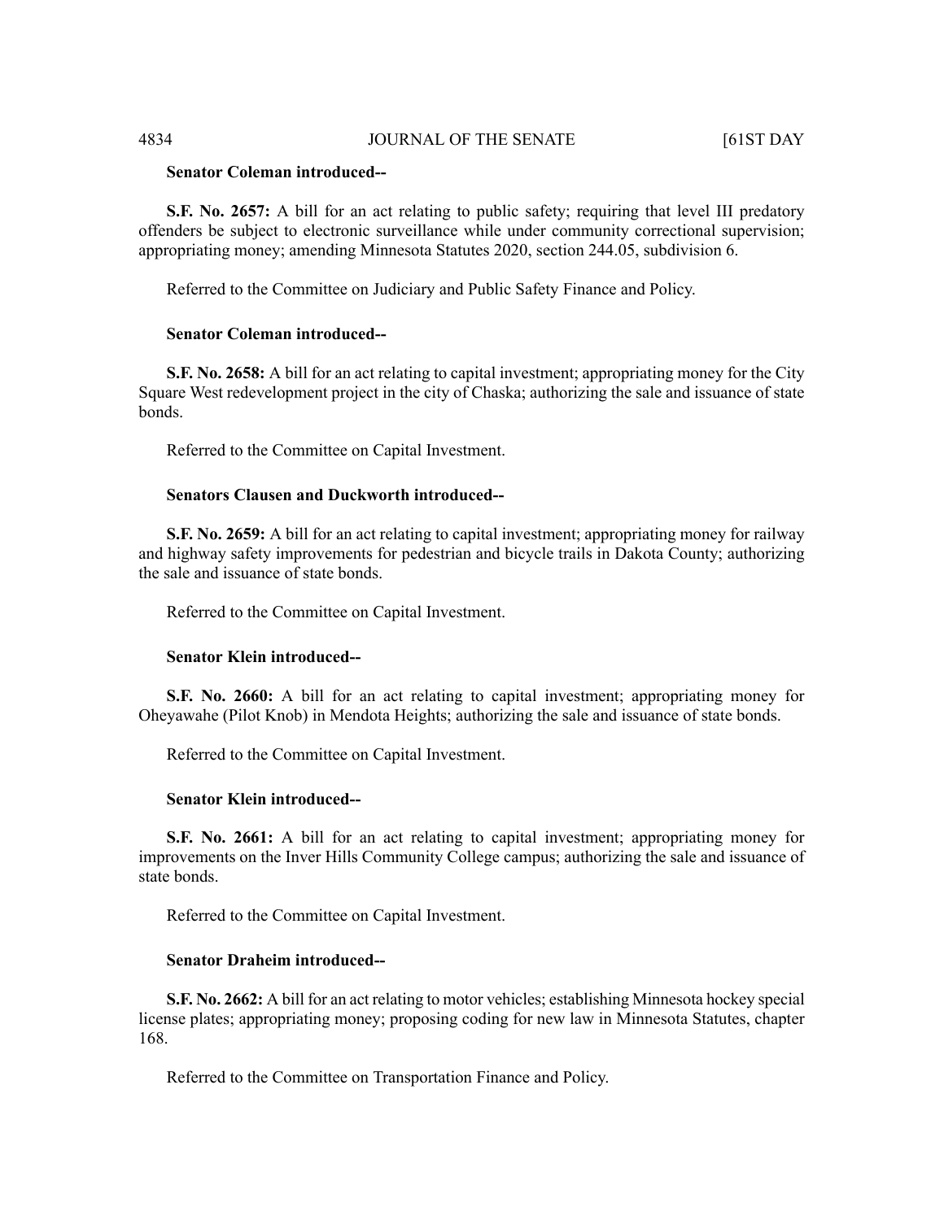**Senator Coleman introduced--**

**S.F. No. 2657:** A bill for an act relating to public safety; requiring that level III predatory offenders be subject to electronic surveillance while under community correctional supervision; appropriating money; amending Minnesota Statutes 2020, section 244.05, subdivision 6.

Referred to the Committee on Judiciary and Public Safety Finance and Policy.

**Senator Coleman introduced--**

**S.F. No. 2658:** A bill for an act relating to capital investment; appropriating money for the City Square West redevelopment project in the city of Chaska; authorizing the sale and issuance of state bonds.

Referred to the Committee on Capital Investment.

**Senators Clausen and Duckworth introduced--**

**S.F. No. 2659:** A bill for an act relating to capital investment; appropriating money for railway and highway safety improvements for pedestrian and bicycle trails in Dakota County; authorizing the sale and issuance of state bonds.

Referred to the Committee on Capital Investment.

**Senator Klein introduced--**

**S.F. No. 2660:** A bill for an act relating to capital investment; appropriating money for Oheyawahe (Pilot Knob) in Mendota Heights; authorizing the sale and issuance of state bonds.

Referred to the Committee on Capital Investment.

**Senator Klein introduced--**

**S.F. No. 2661:** A bill for an act relating to capital investment; appropriating money for improvements on the Inver Hills Community College campus; authorizing the sale and issuance of state bonds.

Referred to the Committee on Capital Investment.

**Senator Draheim introduced--**

**S.F. No. 2662:** A bill for an act relating to motor vehicles; establishing Minnesota hockey special license plates; appropriating money; proposing coding for new law in Minnesota Statutes, chapter 168.

Referred to the Committee on Transportation Finance and Policy.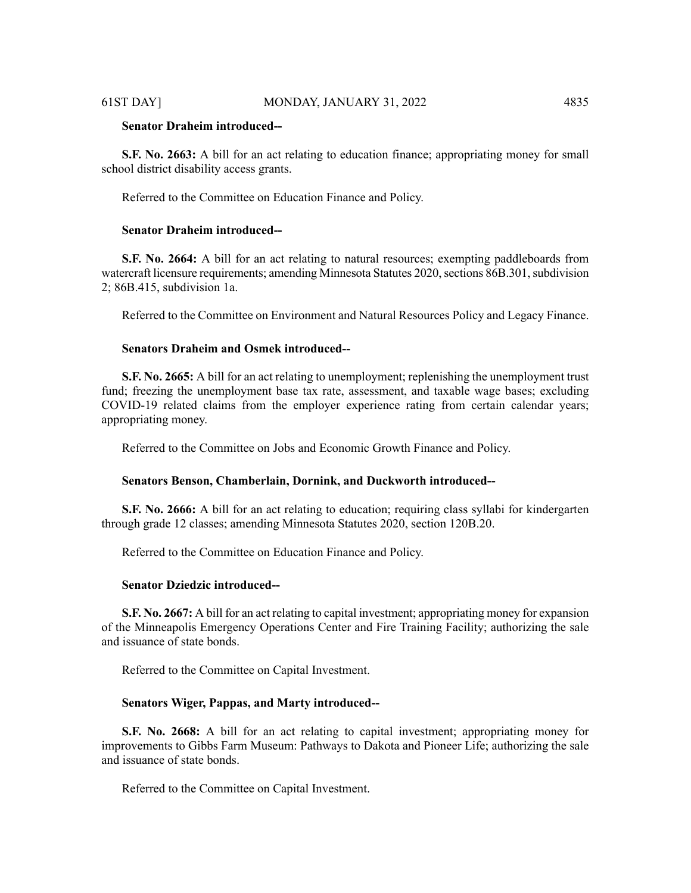**Senator Draheim introduced--**

**S.F. No. 2663:** A bill for an act relating to education finance; appropriating money for small school district disability access grants.

Referred to the Committee on Education Finance and Policy.

**Senator Draheim introduced--**

**S.F. No. 2664:** A bill for an act relating to natural resources; exempting paddleboards from watercraft licensure requirements; amending Minnesota Statutes 2020, sections 86B.301, subdivision 2; 86B.415, subdivision 1a.

Referred to the Committee on Environment and Natural Resources Policy and Legacy Finance.

**Senators Draheim and Osmek introduced--**

**S.F. No. 2665:** A bill for an act relating to unemployment; replenishing the unemployment trust fund; freezing the unemployment base tax rate, assessment, and taxable wage bases; excluding COVID-19 related claims from the employer experience rating from certain calendar years; appropriating money.

Referred to the Committee on Jobs and Economic Growth Finance and Policy.

**Senators Benson, Chamberlain, Dornink, and Duckworth introduced--**

**S.F. No. 2666:** A bill for an act relating to education; requiring class syllabi for kindergarten through grade 12 classes; amending Minnesota Statutes 2020, section 120B.20.

Referred to the Committee on Education Finance and Policy.

**Senator Dziedzic introduced--**

**S.F. No. 2667:** A bill for an act relating to capital investment; appropriating money for expansion of the Minneapolis Emergency Operations Center and Fire Training Facility; authorizing the sale and issuance of state bonds.

Referred to the Committee on Capital Investment.

**Senators Wiger, Pappas, and Marty introduced--**

**S.F. No. 2668:** A bill for an act relating to capital investment; appropriating money for improvements to Gibbs Farm Museum: Pathways to Dakota and Pioneer Life; authorizing the sale and issuance of state bonds.

Referred to the Committee on Capital Investment.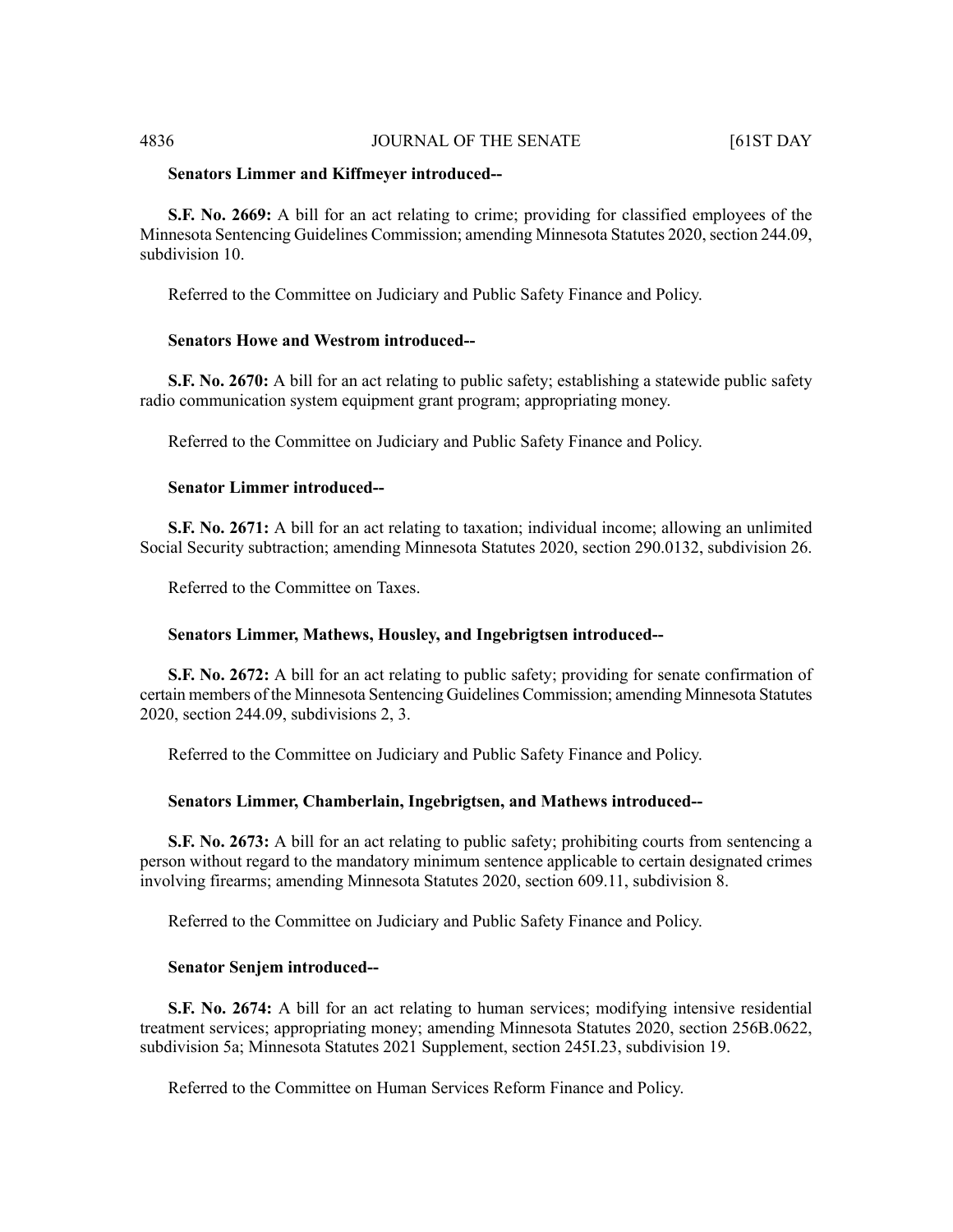**Senators Limmer and Kiffmeyer introduced--**

**S.F. No. 2669:** A bill for an act relating to crime; providing for classified employees of the Minnesota Sentencing Guidelines Commission; amending Minnesota Statutes 2020, section 244.09, subdivision 10.

Referred to the Committee on Judiciary and Public Safety Finance and Policy.

**Senators Howe and Westrom introduced--**

**S.F. No. 2670:** A bill for an act relating to public safety; establishing a statewide public safety radio communication system equipment grant program; appropriating money.

Referred to the Committee on Judiciary and Public Safety Finance and Policy.

**Senator Limmer introduced--**

**S.F. No. 2671:** A bill for an act relating to taxation; individual income; allowing an unlimited Social Security subtraction; amending Minnesota Statutes 2020, section 290.0132, subdivision 26.

Referred to the Committee on Taxes.

**Senators Limmer, Mathews, Housley, and Ingebrigtsen introduced--**

**S.F. No. 2672:** A bill for an act relating to public safety; providing for senate confirmation of certain members of the Minnesota Sentencing Guidelines Commission; amending Minnesota Statutes 2020, section 244.09, subdivisions 2, 3.

Referred to the Committee on Judiciary and Public Safety Finance and Policy.

**Senators Limmer, Chamberlain, Ingebrigtsen, and Mathews introduced--**

**S.F. No. 2673:** A bill for an act relating to public safety; prohibiting courts from sentencing a person without regard to the mandatory minimum sentence applicable to certain designated crimes involving firearms; amending Minnesota Statutes 2020, section 609.11, subdivision 8.

Referred to the Committee on Judiciary and Public Safety Finance and Policy.

**Senator Senjem introduced--**

**S.F. No. 2674:** A bill for an act relating to human services; modifying intensive residential treatment services; appropriating money; amending Minnesota Statutes 2020, section 256B.0622, subdivision 5a; Minnesota Statutes 2021 Supplement, section 245I.23, subdivision 19.

Referred to the Committee on Human Services Reform Finance and Policy.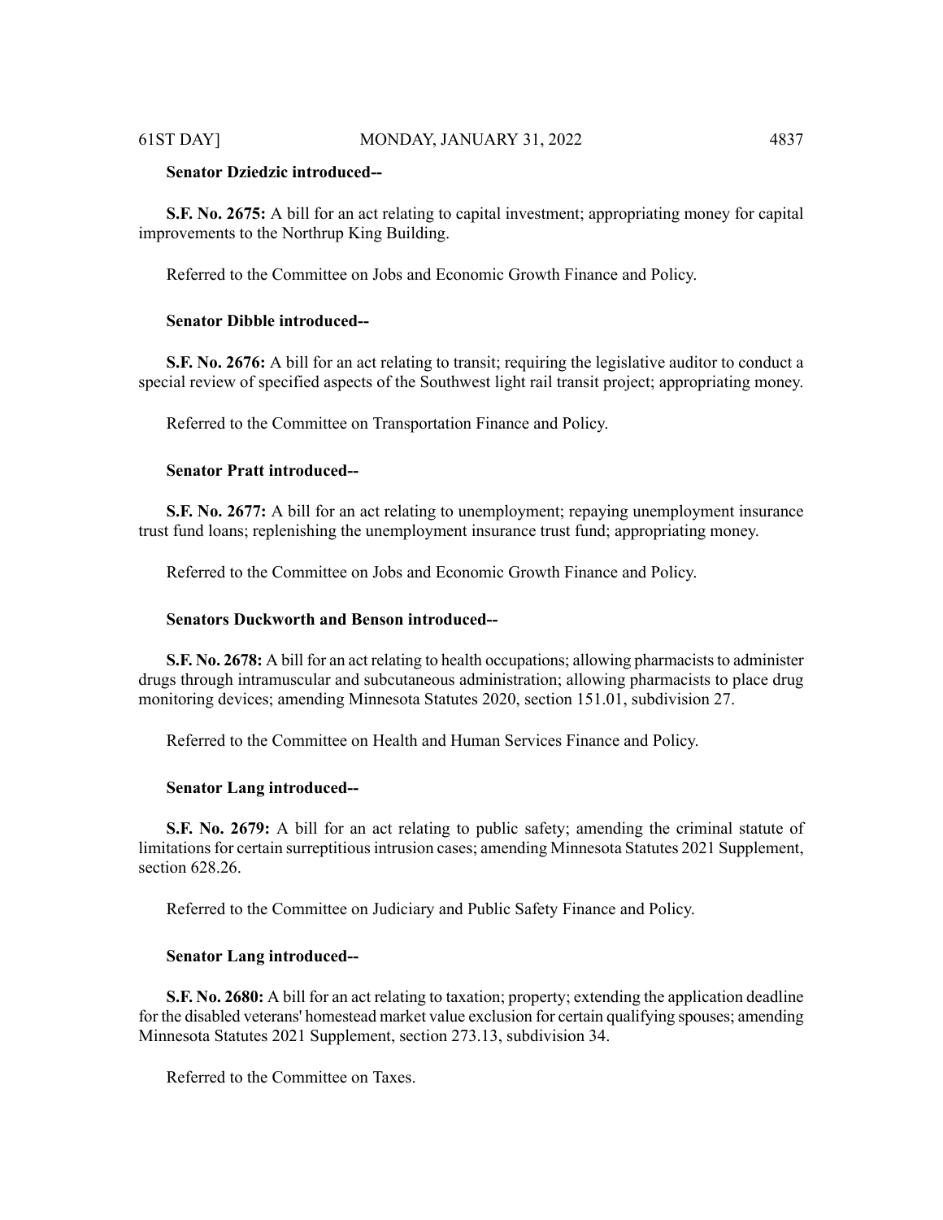**Senator Dziedzic introduced--**

**S.F. No. 2675:** A bill for an act relating to capital investment; appropriating money for capital improvements to the Northrup King Building.

Referred to the Committee on Jobs and Economic Growth Finance and Policy.

**Senator Dibble introduced--**

**S.F. No. 2676:** A bill for an act relating to transit; requiring the legislative auditor to conduct a special review of specified aspects of the Southwest light rail transit project; appropriating money.

Referred to the Committee on Transportation Finance and Policy.

**Senator Pratt introduced--**

**S.F. No. 2677:** A bill for an act relating to unemployment; repaying unemployment insurance trust fund loans; replenishing the unemployment insurance trust fund; appropriating money.

Referred to the Committee on Jobs and Economic Growth Finance and Policy.

**Senators Duckworth and Benson introduced--**

**S.F. No. 2678:** A bill for an act relating to health occupations; allowing pharmacists to administer drugs through intramuscular and subcutaneous administration; allowing pharmacists to place drug monitoring devices; amending Minnesota Statutes 2020, section 151.01, subdivision 27.

Referred to the Committee on Health and Human Services Finance and Policy.

**Senator Lang introduced--**

**S.F. No. 2679:** A bill for an act relating to public safety; amending the criminal statute of limitations for certain surreptitious intrusion cases; amending Minnesota Statutes 2021 Supplement, section 628.26.

Referred to the Committee on Judiciary and Public Safety Finance and Policy.

**Senator Lang introduced--**

**S.F. No. 2680:** A bill for an act relating to taxation; property; extending the application deadline for the disabled veterans' homestead market value exclusion for certain qualifying spouses; amending Minnesota Statutes 2021 Supplement, section 273.13, subdivision 34.

Referred to the Committee on Taxes.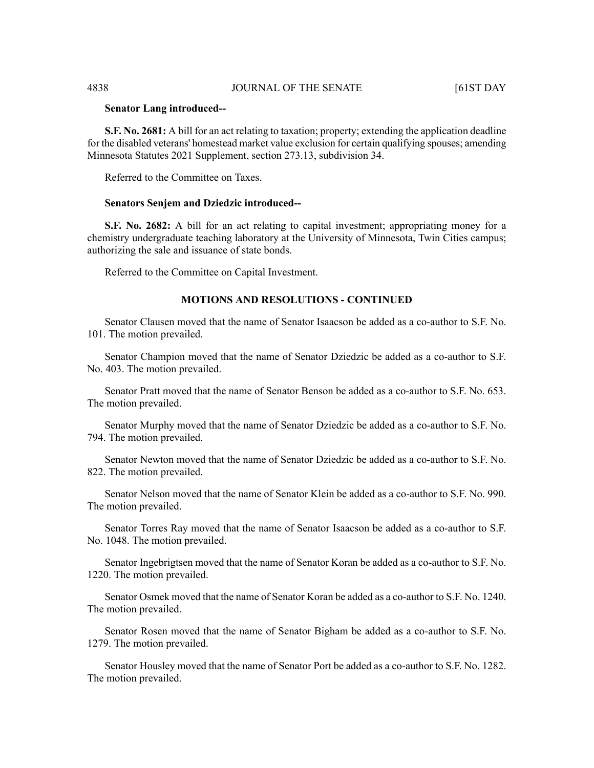**Senator Lang introduced--**

**S.F. No. 2681:** A bill for an act relating to taxation; property; extending the application deadline for the disabled veterans' homestead market value exclusion for certain qualifying spouses; amending Minnesota Statutes 2021 Supplement, section 273.13, subdivision 34.

Referred to the Committee on Taxes.

**Senators Senjem and Dziedzic introduced--**

**S.F. No. 2682:** A bill for an act relating to capital investment; appropriating money for a chemistry undergraduate teaching laboratory at the University of Minnesota, Twin Cities campus; authorizing the sale and issuance of state bonds.

Referred to the Committee on Capital Investment.

## MOTIONS AND RESOLUTIONS - CONTINUED

Senator Clausen moved that the name of Senator Isaacson be added as a co-author to S.F. No. 101. The motion prevailed.

Senator Champion moved that the name of Senator Dziedzic be added as a co-author to S.F. No. 403. The motion prevailed.

Senator Pratt moved that the name of Senator Benson be added as a co-author to S.F. No. 653. The motion prevailed.

Senator Murphy moved that the name of Senator Dziedzic be added as a co-author to S.F. No. 794. The motion prevailed.

Senator Newton moved that the name of Senator Dziedzic be added as a co-author to S.F. No. 822. The motion prevailed.

Senator Nelson moved that the name of Senator Klein be added as a co-author to S.F. No. 990. The motion prevailed.

Senator Torres Ray moved that the name of Senator Isaacson be added as a co-author to S.F. No. 1048. The motion prevailed.

Senator Ingebrigtsen moved that the name of Senator Koran be added as a co-author to S.F. No. 1220. The motion prevailed.

Senator Osmek moved that the name of Senator Koran be added as a co-author to S.F. No. 1240. The motion prevailed.

Senator Rosen moved that the name of Senator Bigham be added as a co-author to S.F. No. 1279. The motion prevailed.

Senator Housley moved that the name of Senator Port be added as a co-author to S.F. No. 1282. The motion prevailed.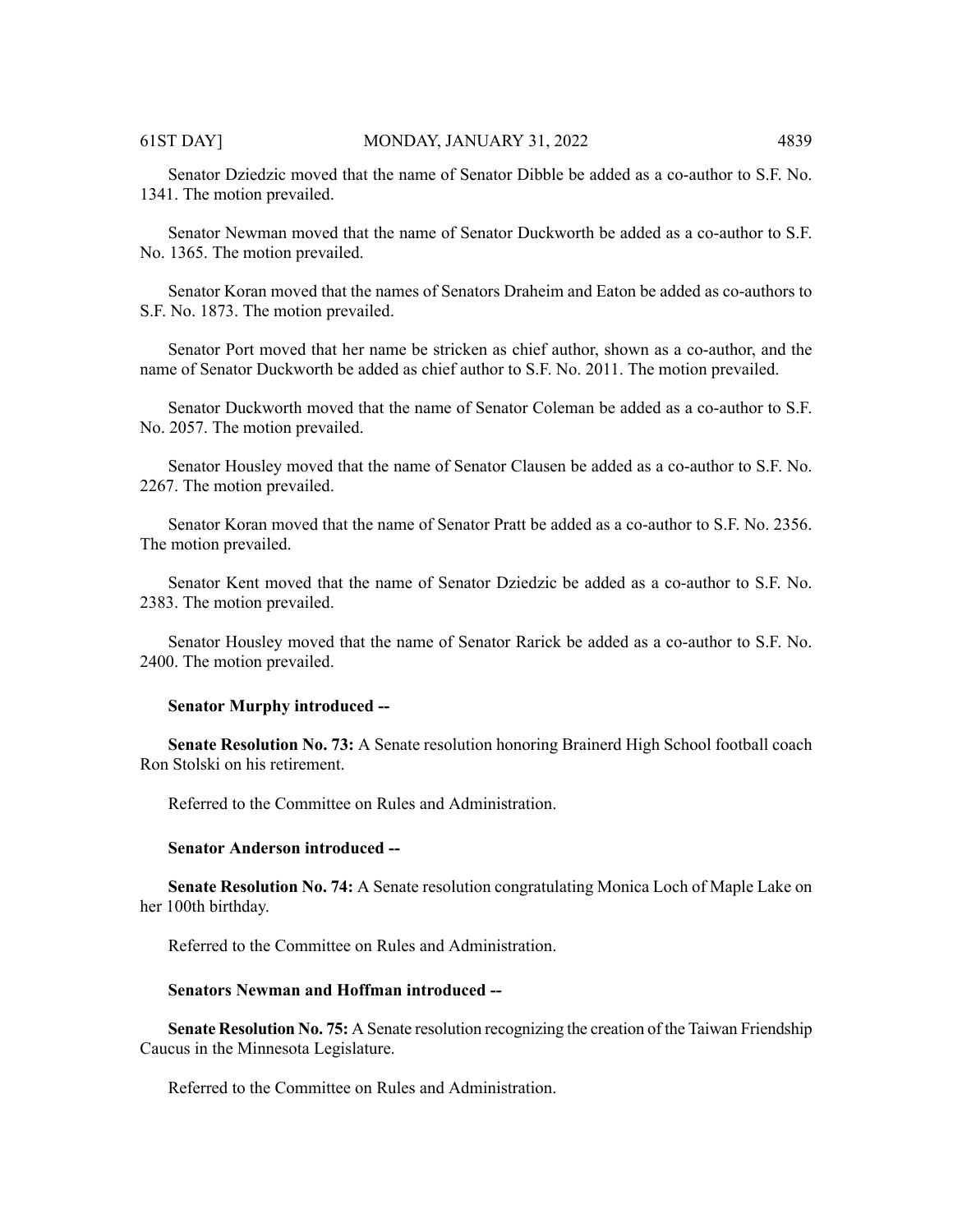Senator Dziedzic moved that the name of Senator Dibble be added as a co-author to S.F. No. 1341. The motion prevailed.

Senator Newman moved that the name of Senator Duckworth be added as a co-author to S.F. No. 1365. The motion prevailed.

Senator Koran moved that the names of Senators Draheim and Eaton be added as co-authors to S.F. No. 1873. The motion prevailed.

Senator Port moved that her name be stricken as chief author, shown as a co-author, and the name of Senator Duckworth be added as chief author to S.F. No. 2011. The motion prevailed.

Senator Duckworth moved that the name of Senator Coleman be added as a co-author to S.F. No. 2057. The motion prevailed.

Senator Housley moved that the name of Senator Clausen be added as a co-author to S.F. No. 2267. The motion prevailed.

Senator Koran moved that the name of Senator Pratt be added as a co-author to S.F. No. 2356. The motion prevailed.

Senator Kent moved that the name of Senator Dziedzic be added as a co-author to S.F. No. 2383. The motion prevailed.

Senator Housley moved that the name of Senator Rarick be added as a co-author to S.F. No. 2400. The motion prevailed.

**Senator Murphy introduced --**

**Senate Resolution No. 73:** A Senate resolution honoring Brainerd High School football coach Ron Stolski on his retirement.

Referred to the Committee on Rules and Administration.

**Senator Anderson introduced --**

**Senate Resolution No. 74:** A Senate resolution congratulating Monica Loch of Maple Lake on her 100th birthday.

Referred to the Committee on Rules and Administration.

**Senators Newman and Hoffman introduced --**

**Senate Resolution No. 75:** A Senate resolution recognizing the creation of the Taiwan Friendship Caucus in the Minnesota Legislature.

Referred to the Committee on Rules and Administration.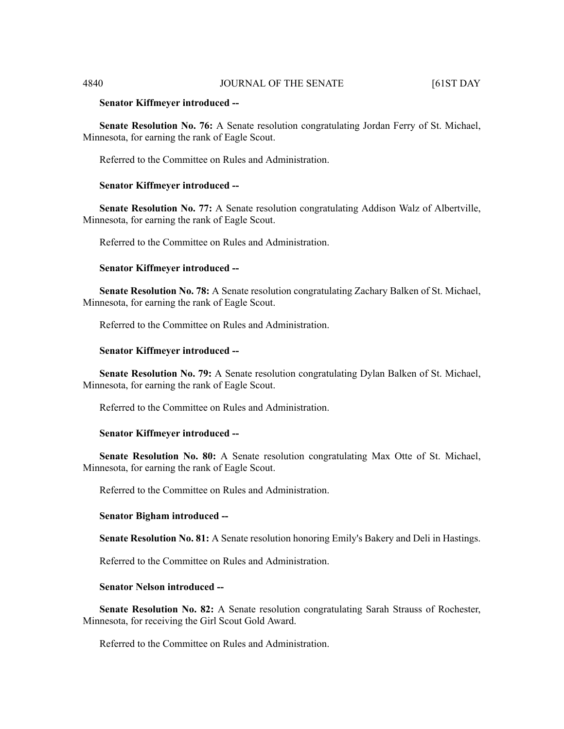**Senator Kiffmeyer introduced --**

**Senate Resolution No. 76:** A Senate resolution congratulating Jordan Ferry of St. Michael, Minnesota, for earning the rank of Eagle Scout.

Referred to the Committee on Rules and Administration.

**Senator Kiffmeyer introduced --**

**Senate Resolution No. 77:** A Senate resolution congratulating Addison Walz of Albertville, Minnesota, for earning the rank of Eagle Scout.

Referred to the Committee on Rules and Administration.

**Senator Kiffmeyer introduced --**

**Senate Resolution No. 78:** A Senate resolution congratulating Zachary Balken of St. Michael, Minnesota, for earning the rank of Eagle Scout.

Referred to the Committee on Rules and Administration.

**Senator Kiffmeyer introduced --**

**Senate Resolution No. 79:** A Senate resolution congratulating Dylan Balken of St. Michael, Minnesota, for earning the rank of Eagle Scout.

Referred to the Committee on Rules and Administration.

**Senator Kiffmeyer introduced --**

**Senate Resolution No. 80:** A Senate resolution congratulating Max Otte of St. Michael, Minnesota, for earning the rank of Eagle Scout.

Referred to the Committee on Rules and Administration.

**Senator Bigham introduced --**

**Senate Resolution No. 81:** A Senate resolution honoring Emily's Bakery and Deli in Hastings.

Referred to the Committee on Rules and Administration.

**Senator Nelson introduced --**

**Senate Resolution No. 82:** A Senate resolution congratulating Sarah Strauss of Rochester, Minnesota, for receiving the Girl Scout Gold Award.

Referred to the Committee on Rules and Administration.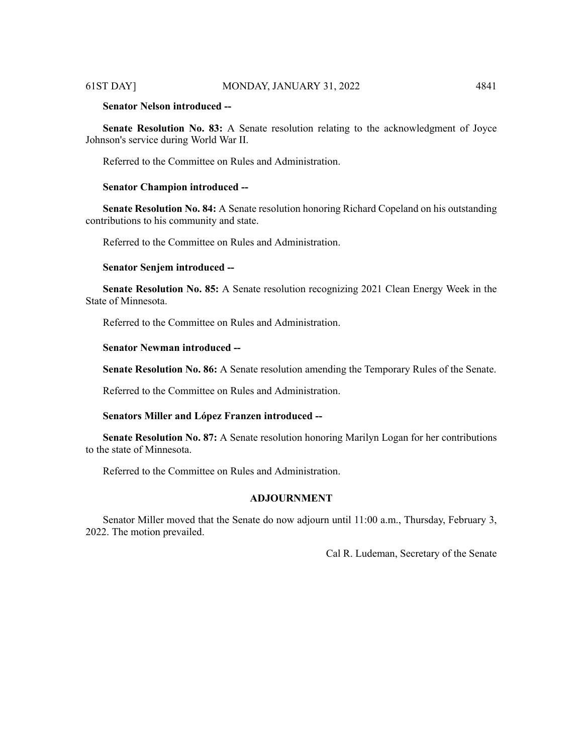**Senator Nelson introduced --**

**Senate Resolution No. 83:** A Senate resolution relating to the acknowledgment of Joyce Johnson's service during World War II.

Referred to the Committee on Rules and Administration.

**Senator Champion introduced --**

**Senate Resolution No. 84:** A Senate resolution honoring Richard Copeland on his outstanding contributions to his community and state.

Referred to the Committee on Rules and Administration.

**Senator Senjem introduced --**

**Senate Resolution No. 85:** A Senate resolution recognizing 2021 Clean Energy Week in the State of Minnesota.

Referred to the Committee on Rules and Administration.

**Senator Newman introduced --**

**Senate Resolution No. 86:** A Senate resolution amending the Temporary Rules of the Senate.

Referred to the Committee on Rules and Administration.

**Senators Miller and López Franzen introduced --**

**Senate Resolution No. 87:** A Senate resolution honoring Marilyn Logan for her contributions to the state of Minnesota.

Referred to the Committee on Rules and Administration.

## ADJOURNMENT

Senator Miller moved that the Senate do now adjourn until 11:00 a.m., Thursday, February 3, 2022. The motion prevailed.

Cal R. Ludeman, Secretary of the Senate